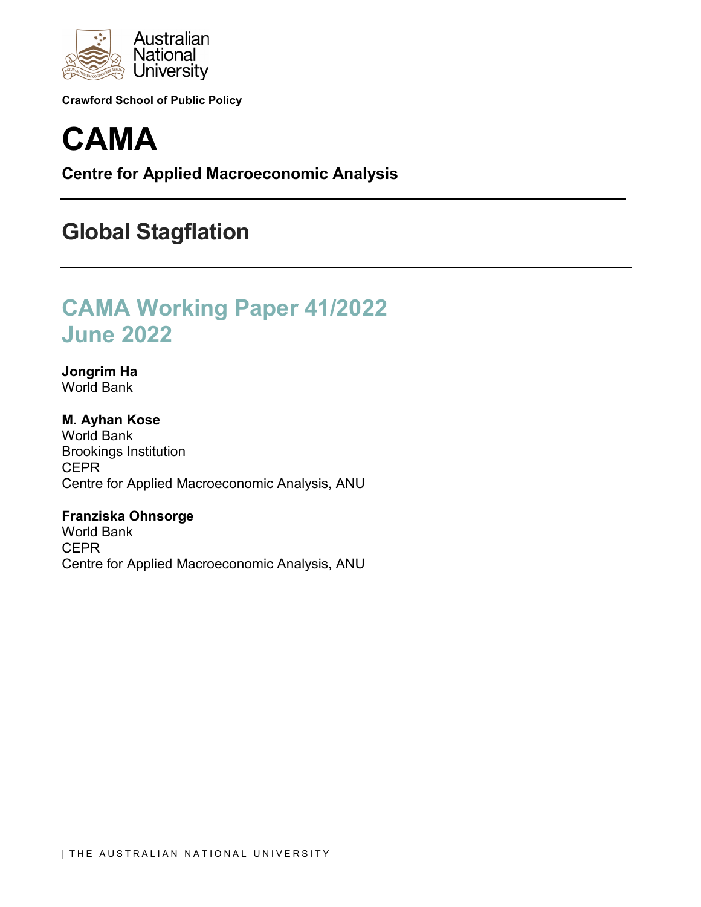Australian National University

**Crawford School of Public Policy**

# CAMA

**Centre for Applied Macroeconomic Analysis**

## Global Stagflation

## CAMA Working Paper 41/2022
## June 2022

**Jongrim Ha**
World Bank

**M. Ayhan Kose**
World Bank
Brookings Institution
CEPR
Centre for Applied Macroeconomic Analysis, ANU

**Franziska Ohnsorge**
World Bank
CEPR
Centre for Applied Macroeconomic Analysis, ANU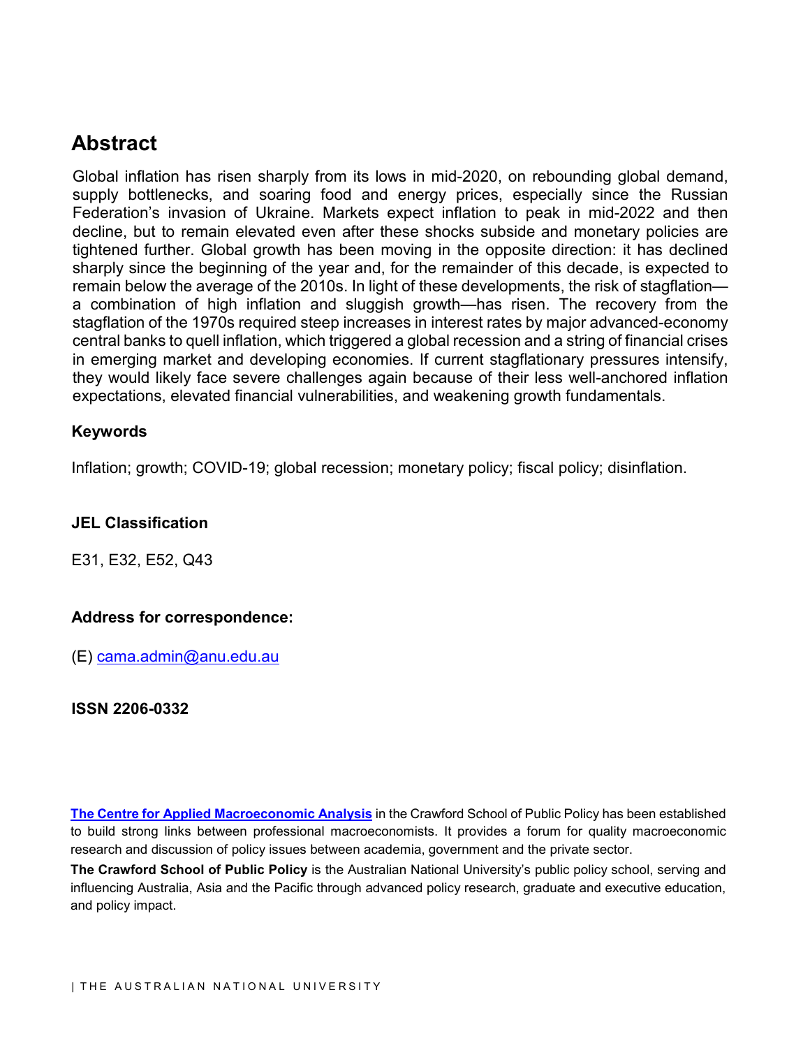## Abstract

Global inflation has risen sharply from its lows in mid-2020, on rebounding global demand, supply bottlenecks, and soaring food and energy prices, especially since the Russian Federation's invasion of Ukraine. Markets expect inflation to peak in mid-2022 and then decline, but to remain elevated even after these shocks subside and monetary policies are tightened further. Global growth has been moving in the opposite direction: it has declined sharply since the beginning of the year and, for the remainder of this decade, is expected to remain below the average of the 2010s. In light of these developments, the risk of stagflation—a combination of high inflation and sluggish growth—has risen. The recovery from the stagflation of the 1970s required steep increases in interest rates by major advanced-economy central banks to quell inflation, which triggered a global recession and a string of financial crises in emerging market and developing economies. If current stagflationary pressures intensify, they would likely face severe challenges again because of their less well-anchored inflation expectations, elevated financial vulnerabilities, and weakening growth fundamentals.

### Keywords

Inflation; growth; COVID-19; global recession; monetary policy; fiscal policy; disinflation.

### JEL Classification

E31, E32, E52, Q43

### Address for correspondence:

(E) cama.admin@anu.edu.au

**ISSN 2206-0332**

**The Centre for Applied Macroeconomic Analysis** in the Crawford School of Public Policy has been established to build strong links between professional macroeconomists. It provides a forum for quality macroeconomic research and discussion of policy issues between academia, government and the private sector.

**The Crawford School of Public Policy** is the Australian National University's public policy school, serving and influencing Australia, Asia and the Pacific through advanced policy research, graduate and executive education, and policy impact.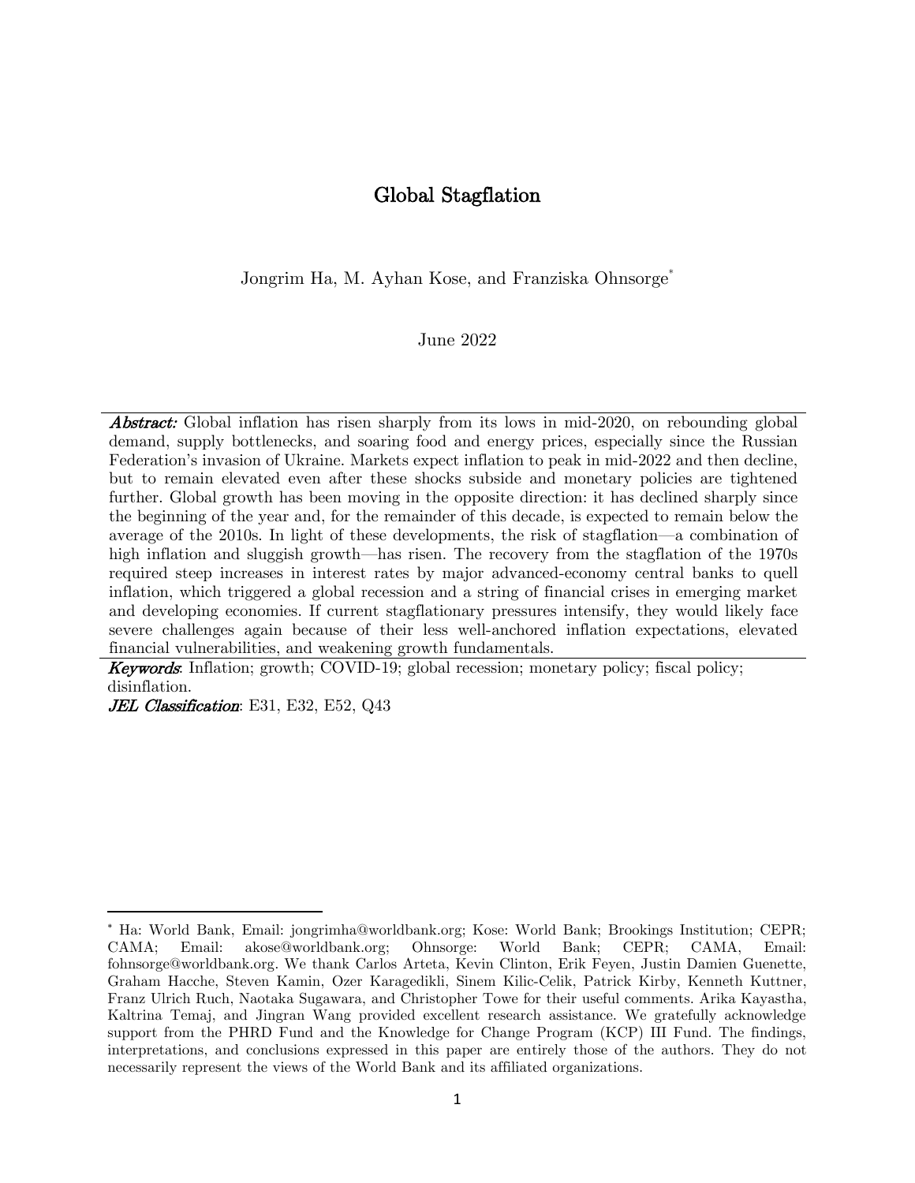# Global Stagflation

Jongrim Ha, M. Ayhan Kose, and Franziska Ohnsorge*

June 2022

***Abstract:*** Global inflation has risen sharply from its lows in mid-2020, on rebounding global demand, supply bottlenecks, and soaring food and energy prices, especially since the Russian Federation's invasion of Ukraine. Markets expect inflation to peak in mid-2022 and then decline, but to remain elevated even after these shocks subside and monetary policies are tightened further. Global growth has been moving in the opposite direction: it has declined sharply since the beginning of the year and, for the remainder of this decade, is expected to remain below the average of the 2010s. In light of these developments, the risk of stagflation—a combination of high inflation and sluggish growth—has risen. The recovery from the stagflation of the 1970s required steep increases in interest rates by major advanced-economy central banks to quell inflation, which triggered a global recession and a string of financial crises in emerging market and developing economies. If current stagflationary pressures intensify, they would likely face severe challenges again because of their less well-anchored inflation expectations, elevated financial vulnerabilities, and weakening growth fundamentals.

***Keywords***: Inflation; growth; COVID-19; global recession; monetary policy; fiscal policy; disinflation.

***JEL Classification***: E31, E32, E52, Q43

---

* Ha: World Bank, Email: jongrimha@worldbank.org; Kose: World Bank; Brookings Institution; CEPR; CAMA; Email: akose@worldbank.org; Ohnsorge: World Bank; CEPR; CAMA, Email: fohnsorge@worldbank.org. We thank Carlos Arteta, Kevin Clinton, Erik Feyen, Justin Damien Guenette, Graham Hacche, Steven Kamin, Ozer Karagedikli, Sinem Kilic-Celik, Patrick Kirby, Kenneth Kuttner, Franz Ulrich Ruch, Naotaka Sugawara, and Christopher Towe for their useful comments. Arika Kayastha, Kaltrina Temaj, and Jingran Wang provided excellent research assistance. We gratefully acknowledge support from the PHRD Fund and the Knowledge for Change Program (KCP) III Fund. The findings, interpretations, and conclusions expressed in this paper are entirely those of the authors. They do not necessarily represent the views of the World Bank and its affiliated organizations.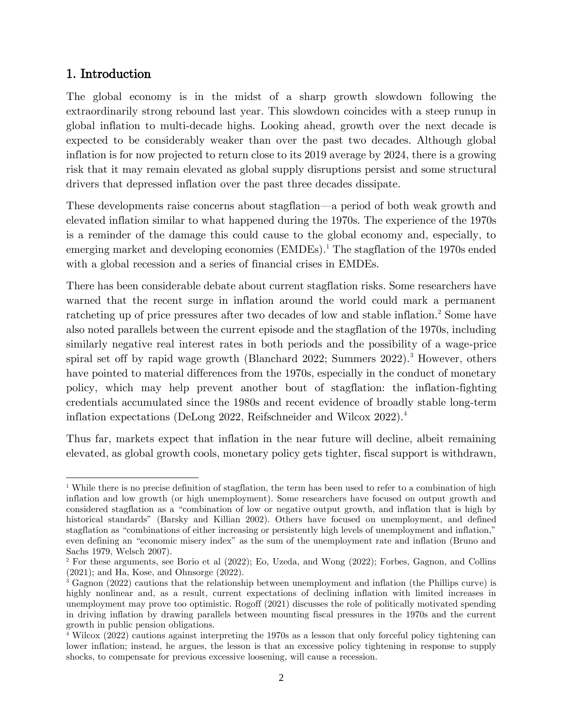## 1. Introduction

The global economy is in the midst of a sharp growth slowdown following the extraordinarily strong rebound last year. This slowdown coincides with a steep runup in global inflation to multi-decade highs. Looking ahead, growth over the next decade is expected to be considerably weaker than over the past two decades. Although global inflation is for now projected to return close to its 2019 average by 2024, there is a growing risk that it may remain elevated as global supply disruptions persist and some structural drivers that depressed inflation over the past three decades dissipate.

These developments raise concerns about stagflation—a period of both weak growth and elevated inflation similar to what happened during the 1970s. The experience of the 1970s is a reminder of the damage this could cause to the global economy and, especially, to emerging market and developing economies (EMDEs).[1] The stagflation of the 1970s ended with a global recession and a series of financial crises in EMDEs.

There has been considerable debate about current stagflation risks. Some researchers have warned that the recent surge in inflation around the world could mark a permanent ratcheting up of price pressures after two decades of low and stable inflation.[2] Some have also noted parallels between the current episode and the stagflation of the 1970s, including similarly negative real interest rates in both periods and the possibility of a wage-price spiral set off by rapid wage growth (Blanchard 2022; Summers 2022).[3] However, others have pointed to material differences from the 1970s, especially in the conduct of monetary policy, which may help prevent another bout of stagflation: the inflation-fighting credentials accumulated since the 1980s and recent evidence of broadly stable long-term inflation expectations (DeLong 2022, Reifschneider and Wilcox 2022).[4]

Thus far, markets expect that inflation in the near future will decline, albeit remaining elevated, as global growth cools, monetary policy gets tighter, fiscal support is withdrawn,

---

[1] While there is no precise definition of stagflation, the term has been used to refer to a combination of high inflation and low growth (or high unemployment). Some researchers have focused on output growth and considered stagflation as a "combination of low or negative output growth, and inflation that is high by historical standards" (Barsky and Killian 2002). Others have focused on unemployment, and defined stagflation as "combinations of either increasing or persistently high levels of unemployment and inflation," even defining an "economic misery index" as the sum of the unemployment rate and inflation (Bruno and Sachs 1979, Welsch 2007).

[2] For these arguments, see Borio et al (2022); Eo, Uzeda, and Wong (2022); Forbes, Gagnon, and Collins (2021); and Ha, Kose, and Ohnsorge (2022).

[3] Gagnon (2022) cautions that the relationship between unemployment and inflation (the Phillips curve) is highly nonlinear and, as a result, current expectations of declining inflation with limited increases in unemployment may prove too optimistic. Rogoff (2021) discusses the role of politically motivated spending in driving inflation by drawing parallels between mounting fiscal pressures in the 1970s and the current growth in public pension obligations.

[4] Wilcox (2022) cautions against interpreting the 1970s as a lesson that only forceful policy tightening can lower inflation; instead, he argues, the lesson is that an excessive policy tightening in response to supply shocks, to compensate for previous excessive loosening, will cause a recession.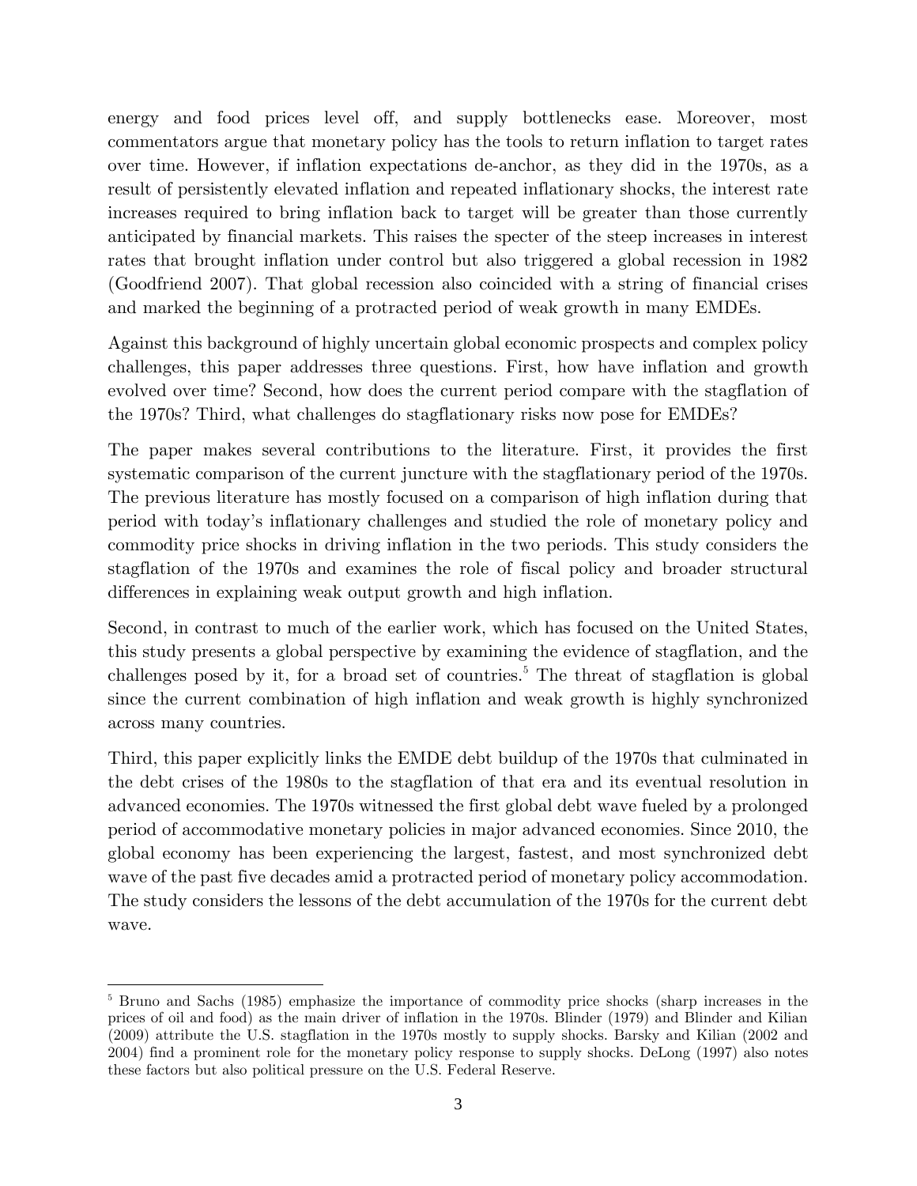energy and food prices level off, and supply bottlenecks ease. Moreover, most commentators argue that monetary policy has the tools to return inflation to target rates over time. However, if inflation expectations de-anchor, as they did in the 1970s, as a result of persistently elevated inflation and repeated inflationary shocks, the interest rate increases required to bring inflation back to target will be greater than those currently anticipated by financial markets. This raises the specter of the steep increases in interest rates that brought inflation under control but also triggered a global recession in 1982 (Goodfriend 2007). That global recession also coincided with a string of financial crises and marked the beginning of a protracted period of weak growth in many EMDEs.

Against this background of highly uncertain global economic prospects and complex policy challenges, this paper addresses three questions. First, how have inflation and growth evolved over time? Second, how does the current period compare with the stagflation of the 1970s? Third, what challenges do stagflationary risks now pose for EMDEs?

The paper makes several contributions to the literature. First, it provides the first systematic comparison of the current juncture with the stagflationary period of the 1970s. The previous literature has mostly focused on a comparison of high inflation during that period with today's inflationary challenges and studied the role of monetary policy and commodity price shocks in driving inflation in the two periods. This study considers the stagflation of the 1970s and examines the role of fiscal policy and broader structural differences in explaining weak output growth and high inflation.

Second, in contrast to much of the earlier work, which has focused on the United States, this study presents a global perspective by examining the evidence of stagflation, and the challenges posed by it, for a broad set of countries.[5] The threat of stagflation is global since the current combination of high inflation and weak growth is highly synchronized across many countries.

Third, this paper explicitly links the EMDE debt buildup of the 1970s that culminated in the debt crises of the 1980s to the stagflation of that era and its eventual resolution in advanced economies. The 1970s witnessed the first global debt wave fueled by a prolonged period of accommodative monetary policies in major advanced economies. Since 2010, the global economy has been experiencing the largest, fastest, and most synchronized debt wave of the past five decades amid a protracted period of monetary policy accommodation. The study considers the lessons of the debt accumulation of the 1970s for the current debt wave.

[5] Bruno and Sachs (1985) emphasize the importance of commodity price shocks (sharp increases in the prices of oil and food) as the main driver of inflation in the 1970s. Blinder (1979) and Blinder and Kilian (2009) attribute the U.S. stagflation in the 1970s mostly to supply shocks. Barsky and Kilian (2002 and 2004) find a prominent role for the monetary policy response to supply shocks. DeLong (1997) also notes these factors but also political pressure on the U.S. Federal Reserve.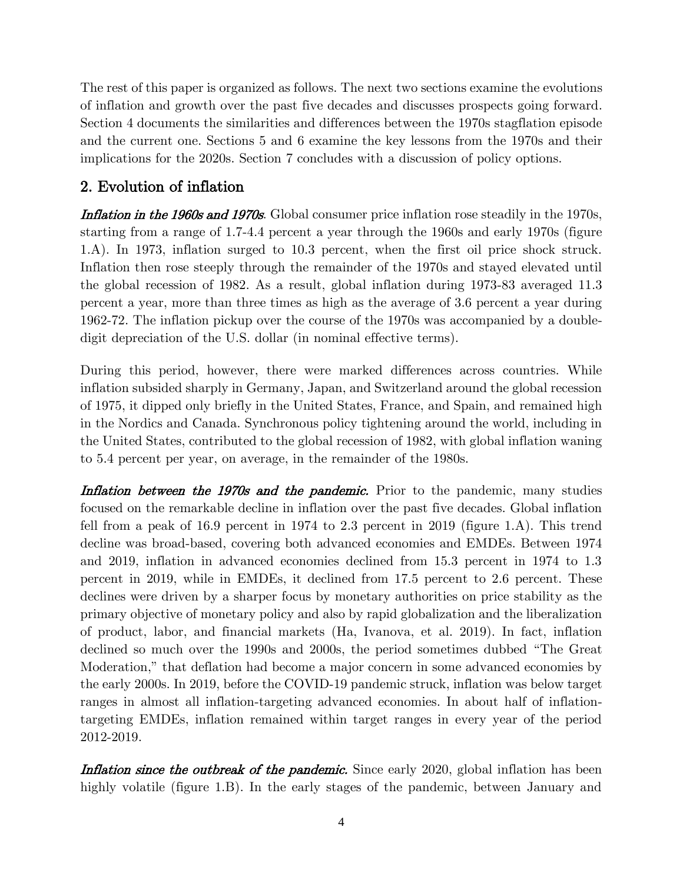The rest of this paper is organized as follows. The next two sections examine the evolutions of inflation and growth over the past five decades and discusses prospects going forward. Section 4 documents the similarities and differences between the 1970s stagflation episode and the current one. Sections 5 and 6 examine the key lessons from the 1970s and their implications for the 2020s. Section 7 concludes with a discussion of policy options.

## 2. Evolution of inflation

***Inflation in the 1960s and 1970s***. Global consumer price inflation rose steadily in the 1970s, starting from a range of 1.7-4.4 percent a year through the 1960s and early 1970s (figure 1.A). In 1973, inflation surged to 10.3 percent, when the first oil price shock struck. Inflation then rose steeply through the remainder of the 1970s and stayed elevated until the global recession of 1982. As a result, global inflation during 1973-83 averaged 11.3 percent a year, more than three times as high as the average of 3.6 percent a year during 1962-72. The inflation pickup over the course of the 1970s was accompanied by a double-digit depreciation of the U.S. dollar (in nominal effective terms).

During this period, however, there were marked differences across countries. While inflation subsided sharply in Germany, Japan, and Switzerland around the global recession of 1975, it dipped only briefly in the United States, France, and Spain, and remained high in the Nordics and Canada. Synchronous policy tightening around the world, including in the United States, contributed to the global recession of 1982, with global inflation waning to 5.4 percent per year, on average, in the remainder of the 1980s.

***Inflation between the 1970s and the pandemic.*** Prior to the pandemic, many studies focused on the remarkable decline in inflation over the past five decades. Global inflation fell from a peak of 16.9 percent in 1974 to 2.3 percent in 2019 (figure 1.A). This trend decline was broad-based, covering both advanced economies and EMDEs. Between 1974 and 2019, inflation in advanced economies declined from 15.3 percent in 1974 to 1.3 percent in 2019, while in EMDEs, it declined from 17.5 percent to 2.6 percent. These declines were driven by a sharper focus by monetary authorities on price stability as the primary objective of monetary policy and also by rapid globalization and the liberalization of product, labor, and financial markets (Ha, Ivanova, et al. 2019). In fact, inflation declined so much over the 1990s and 2000s, the period sometimes dubbed "The Great Moderation," that deflation had become a major concern in some advanced economies by the early 2000s. In 2019, before the COVID-19 pandemic struck, inflation was below target ranges in almost all inflation-targeting advanced economies. In about half of inflation-targeting EMDEs, inflation remained within target ranges in every year of the period 2012-2019.

***Inflation since the outbreak of the pandemic.*** Since early 2020, global inflation has been highly volatile (figure 1.B). In the early stages of the pandemic, between January and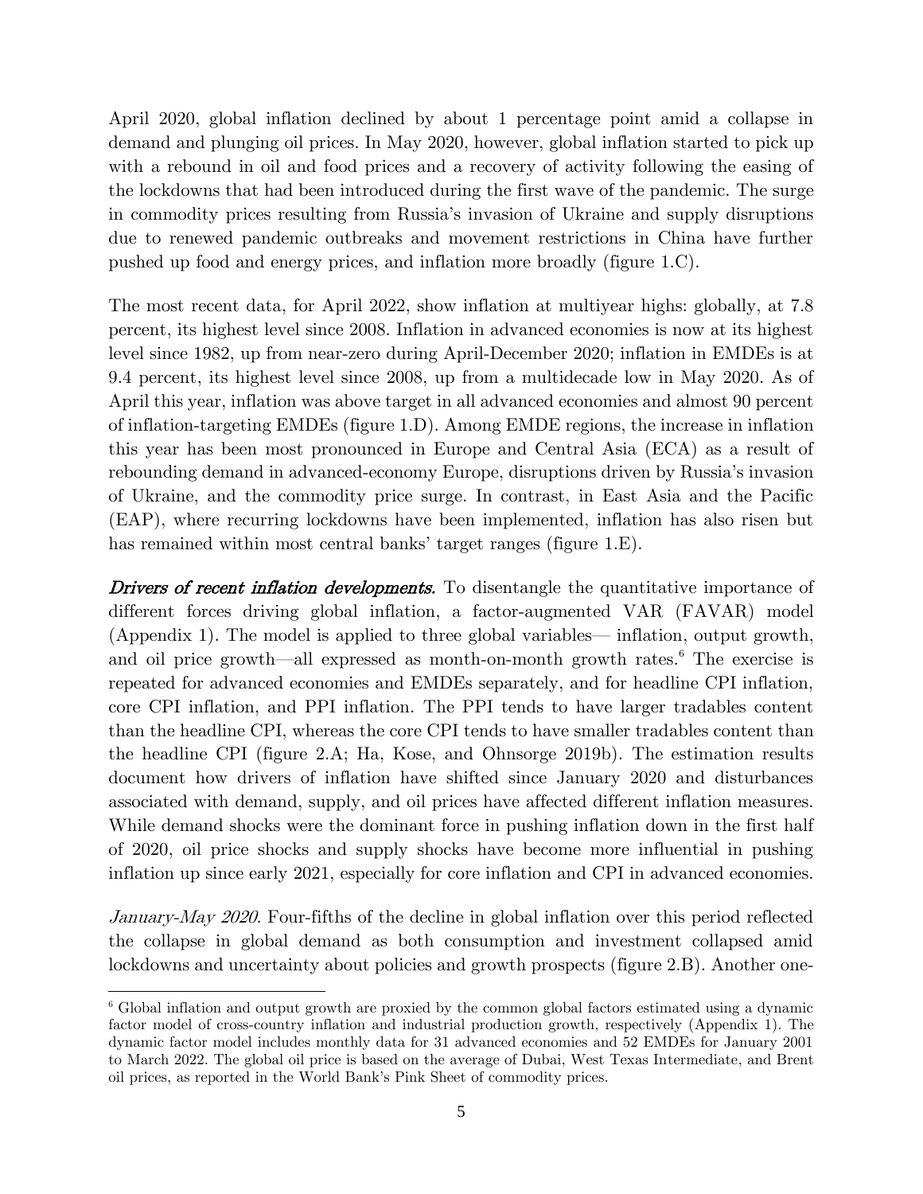April 2020, global inflation declined by about 1 percentage point amid a collapse in demand and plunging oil prices. In May 2020, however, global inflation started to pick up with a rebound in oil and food prices and a recovery of activity following the easing of the lockdowns that had been introduced during the first wave of the pandemic. The surge in commodity prices resulting from Russia's invasion of Ukraine and supply disruptions due to renewed pandemic outbreaks and movement restrictions in China have further pushed up food and energy prices, and inflation more broadly (figure 1.C).

The most recent data, for April 2022, show inflation at multiyear highs: globally, at 7.8 percent, its highest level since 2008. Inflation in advanced economies is now at its highest level since 1982, up from near-zero during April-December 2020; inflation in EMDEs is at 9.4 percent, its highest level since 2008, up from a multidecade low in May 2020. As of April this year, inflation was above target in all advanced economies and almost 90 percent of inflation-targeting EMDEs (figure 1.D). Among EMDE regions, the increase in inflation this year has been most pronounced in Europe and Central Asia (ECA) as a result of rebounding demand in advanced-economy Europe, disruptions driven by Russia's invasion of Ukraine, and the commodity price surge. In contrast, in East Asia and the Pacific (EAP), where recurring lockdowns have been implemented, inflation has also risen but has remained within most central banks' target ranges (figure 1.E).

***Drivers of recent inflation developments.*** To disentangle the quantitative importance of different forces driving global inflation, a factor-augmented VAR (FAVAR) model (Appendix 1). The model is applied to three global variables— inflation, output growth, and oil price growth—all expressed as month-on-month growth rates.[6] The exercise is repeated for advanced economies and EMDEs separately, and for headline CPI inflation, core CPI inflation, and PPI inflation. The PPI tends to have larger tradables content than the headline CPI, whereas the core CPI tends to have smaller tradables content than the headline CPI (figure 2.A; Ha, Kose, and Ohnsorge 2019b). The estimation results document how drivers of inflation have shifted since January 2020 and disturbances associated with demand, supply, and oil prices have affected different inflation measures. While demand shocks were the dominant force in pushing inflation down in the first half of 2020, oil price shocks and supply shocks have become more influential in pushing inflation up since early 2021, especially for core inflation and CPI in advanced economies.

*January-May 2020.* Four-fifths of the decline in global inflation over this period reflected the collapse in global demand as both consumption and investment collapsed amid lockdowns and uncertainty about policies and growth prospects (figure 2.B). Another one-

---

[6] Global inflation and output growth are proxied by the common global factors estimated using a dynamic factor model of cross-country inflation and industrial production growth, respectively (Appendix 1). The dynamic factor model includes monthly data for 31 advanced economies and 52 EMDEs for January 2001 to March 2022. The global oil price is based on the average of Dubai, West Texas Intermediate, and Brent oil prices, as reported in the World Bank's Pink Sheet of commodity prices.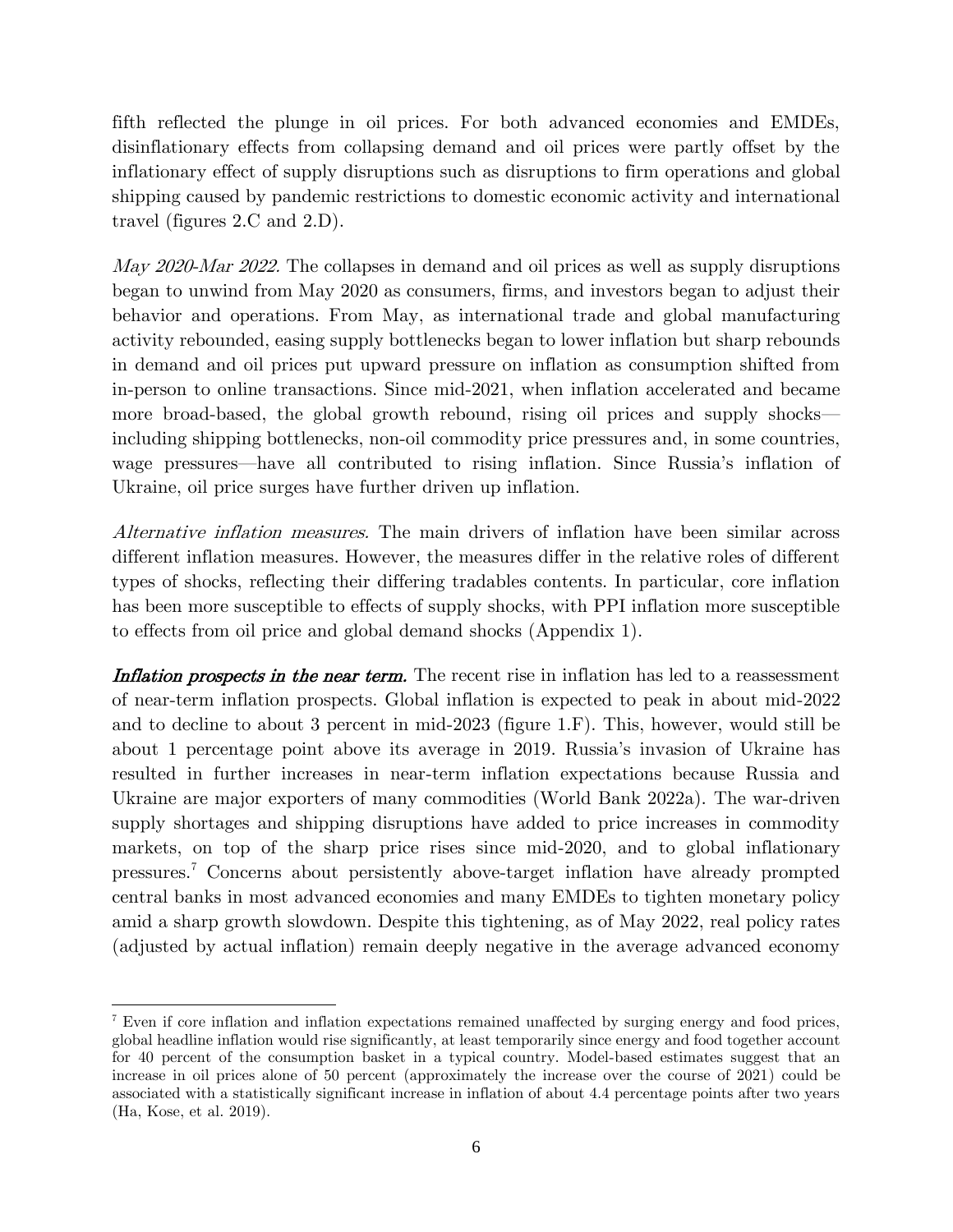fifth reflected the plunge in oil prices. For both advanced economies and EMDEs, disinflationary effects from collapsing demand and oil prices were partly offset by the inflationary effect of supply disruptions such as disruptions to firm operations and global shipping caused by pandemic restrictions to domestic economic activity and international travel (figures 2.C and 2.D).

*May 2020-Mar 2022.* The collapses in demand and oil prices as well as supply disruptions began to unwind from May 2020 as consumers, firms, and investors began to adjust their behavior and operations. From May, as international trade and global manufacturing activity rebounded, easing supply bottlenecks began to lower inflation but sharp rebounds in demand and oil prices put upward pressure on inflation as consumption shifted from in-person to online transactions. Since mid-2021, when inflation accelerated and became more broad-based, the global growth rebound, rising oil prices and supply shocks—including shipping bottlenecks, non-oil commodity price pressures and, in some countries, wage pressures—have all contributed to rising inflation. Since Russia's inflation of Ukraine, oil price surges have further driven up inflation.

*Alternative inflation measures.* The main drivers of inflation have been similar across different inflation measures. However, the measures differ in the relative roles of different types of shocks, reflecting their differing tradables contents. In particular, core inflation has been more susceptible to effects of supply shocks, with PPI inflation more susceptible to effects from oil price and global demand shocks (Appendix 1).

***Inflation prospects in the near term.*** The recent rise in inflation has led to a reassessment of near-term inflation prospects. Global inflation is expected to peak in about mid-2022 and to decline to about 3 percent in mid-2023 (figure 1.F). This, however, would still be about 1 percentage point above its average in 2019. Russia's invasion of Ukraine has resulted in further increases in near-term inflation expectations because Russia and Ukraine are major exporters of many commodities (World Bank 2022a). The war-driven supply shortages and shipping disruptions have added to price increases in commodity markets, on top of the sharp price rises since mid-2020, and to global inflationary pressures.[7] Concerns about persistently above-target inflation have already prompted central banks in most advanced economies and many EMDEs to tighten monetary policy amid a sharp growth slowdown. Despite this tightening, as of May 2022, real policy rates (adjusted by actual inflation) remain deeply negative in the average advanced economy

---

[7] Even if core inflation and inflation expectations remained unaffected by surging energy and food prices, global headline inflation would rise significantly, at least temporarily since energy and food together account for 40 percent of the consumption basket in a typical country. Model-based estimates suggest that an increase in oil prices alone of 50 percent (approximately the increase over the course of 2021) could be associated with a statistically significant increase in inflation of about 4.4 percentage points after two years (Ha, Kose, et al. 2019).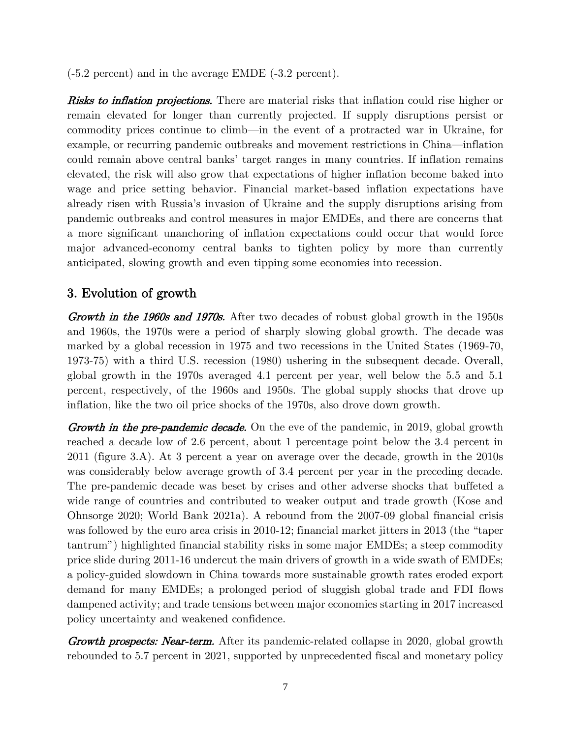(-5.2 percent) and in the average EMDE (-3.2 percent).

***Risks to inflation projections.*** There are material risks that inflation could rise higher or remain elevated for longer than currently projected. If supply disruptions persist or commodity prices continue to climb—in the event of a protracted war in Ukraine, for example, or recurring pandemic outbreaks and movement restrictions in China—inflation could remain above central banks' target ranges in many countries. If inflation remains elevated, the risk will also grow that expectations of higher inflation become baked into wage and price setting behavior. Financial market-based inflation expectations have already risen with Russia's invasion of Ukraine and the supply disruptions arising from pandemic outbreaks and control measures in major EMDEs, and there are concerns that a more significant unanchoring of inflation expectations could occur that would force major advanced-economy central banks to tighten policy by more than currently anticipated, slowing growth and even tipping some economies into recession.

## 3. Evolution of growth

***Growth in the 1960s and 1970s.*** After two decades of robust global growth in the 1950s and 1960s, the 1970s were a period of sharply slowing global growth. The decade was marked by a global recession in 1975 and two recessions in the United States (1969-70, 1973-75) with a third U.S. recession (1980) ushering in the subsequent decade. Overall, global growth in the 1970s averaged 4.1 percent per year, well below the 5.5 and 5.1 percent, respectively, of the 1960s and 1950s. The global supply shocks that drove up inflation, like the two oil price shocks of the 1970s, also drove down growth.

***Growth in the pre-pandemic decade.*** On the eve of the pandemic, in 2019, global growth reached a decade low of 2.6 percent, about 1 percentage point below the 3.4 percent in 2011 (figure 3.A). At 3 percent a year on average over the decade, growth in the 2010s was considerably below average growth of 3.4 percent per year in the preceding decade. The pre-pandemic decade was beset by crises and other adverse shocks that buffeted a wide range of countries and contributed to weaker output and trade growth (Kose and Ohnsorge 2020; World Bank 2021a). A rebound from the 2007-09 global financial crisis was followed by the euro area crisis in 2010-12; financial market jitters in 2013 (the "taper tantrum") highlighted financial stability risks in some major EMDEs; a steep commodity price slide during 2011-16 undercut the main drivers of growth in a wide swath of EMDEs; a policy-guided slowdown in China towards more sustainable growth rates eroded export demand for many EMDEs; a prolonged period of sluggish global trade and FDI flows dampened activity; and trade tensions between major economies starting in 2017 increased policy uncertainty and weakened confidence.

***Growth prospects: Near-term.*** After its pandemic-related collapse in 2020, global growth rebounded to 5.7 percent in 2021, supported by unprecedented fiscal and monetary policy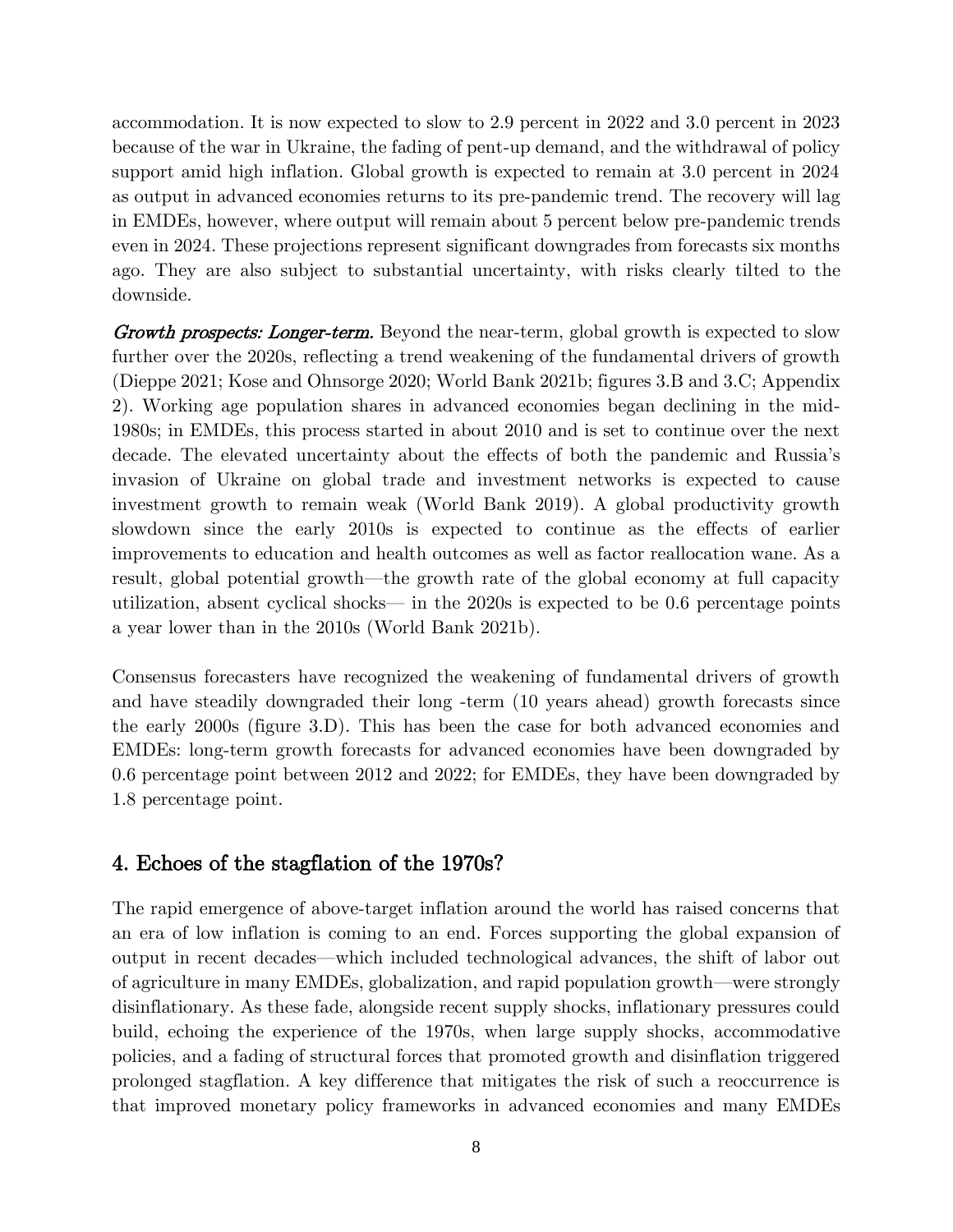accommodation. It is now expected to slow to 2.9 percent in 2022 and 3.0 percent in 2023 because of the war in Ukraine, the fading of pent-up demand, and the withdrawal of policy support amid high inflation. Global growth is expected to remain at 3.0 percent in 2024 as output in advanced economies returns to its pre-pandemic trend. The recovery will lag in EMDEs, however, where output will remain about 5 percent below pre-pandemic trends even in 2024. These projections represent significant downgrades from forecasts six months ago. They are also subject to substantial uncertainty, with risks clearly tilted to the downside.

***Growth prospects: Longer-term.*** Beyond the near-term, global growth is expected to slow further over the 2020s, reflecting a trend weakening of the fundamental drivers of growth (Dieppe 2021; Kose and Ohnsorge 2020; World Bank 2021b; figures 3.B and 3.C; Appendix 2). Working age population shares in advanced economies began declining in the mid-1980s; in EMDEs, this process started in about 2010 and is set to continue over the next decade. The elevated uncertainty about the effects of both the pandemic and Russia's invasion of Ukraine on global trade and investment networks is expected to cause investment growth to remain weak (World Bank 2019). A global productivity growth slowdown since the early 2010s is expected to continue as the effects of earlier improvements to education and health outcomes as well as factor reallocation wane. As a result, global potential growth—the growth rate of the global economy at full capacity utilization, absent cyclical shocks— in the 2020s is expected to be 0.6 percentage points a year lower than in the 2010s (World Bank 2021b).

Consensus forecasters have recognized the weakening of fundamental drivers of growth and have steadily downgraded their long -term (10 years ahead) growth forecasts since the early 2000s (figure 3.D). This has been the case for both advanced economies and EMDEs: long-term growth forecasts for advanced economies have been downgraded by 0.6 percentage point between 2012 and 2022; for EMDEs, they have been downgraded by 1.8 percentage point.

## 4. Echoes of the stagflation of the 1970s?

The rapid emergence of above-target inflation around the world has raised concerns that an era of low inflation is coming to an end. Forces supporting the global expansion of output in recent decades—which included technological advances, the shift of labor out of agriculture in many EMDEs, globalization, and rapid population growth—were strongly disinflationary. As these fade, alongside recent supply shocks, inflationary pressures could build, echoing the experience of the 1970s, when large supply shocks, accommodative policies, and a fading of structural forces that promoted growth and disinflation triggered prolonged stagflation. A key difference that mitigates the risk of such a reoccurrence is that improved monetary policy frameworks in advanced economies and many EMDEs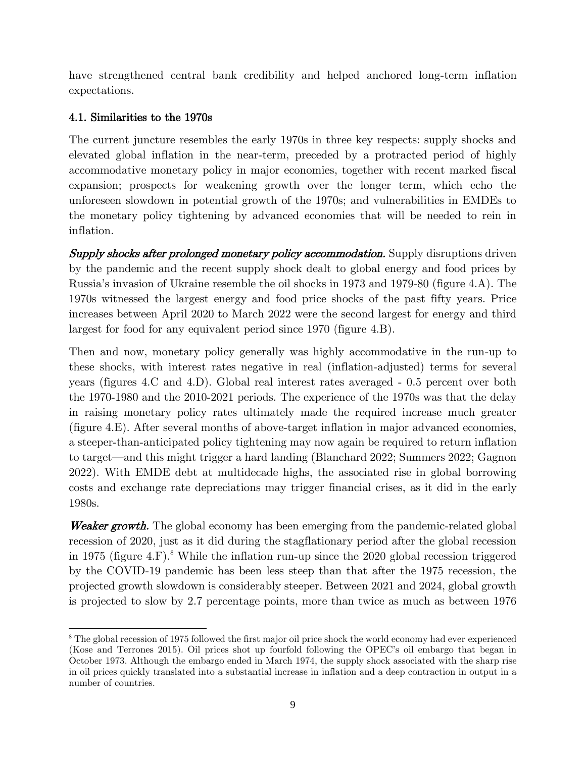have strengthened central bank credibility and helped anchored long-term inflation expectations.

### 4.1. Similarities to the 1970s

The current juncture resembles the early 1970s in three key respects: supply shocks and elevated global inflation in the near-term, preceded by a protracted period of highly accommodative monetary policy in major economies, together with recent marked fiscal expansion; prospects for weakening growth over the longer term, which echo the unforeseen slowdown in potential growth of the 1970s; and vulnerabilities in EMDEs to the monetary policy tightening by advanced economies that will be needed to rein in inflation.

***Supply shocks after prolonged monetary policy accommodation.*** Supply disruptions driven by the pandemic and the recent supply shock dealt to global energy and food prices by Russia's invasion of Ukraine resemble the oil shocks in 1973 and 1979-80 (figure 4.A). The 1970s witnessed the largest energy and food price shocks of the past fifty years. Price increases between April 2020 to March 2022 were the second largest for energy and third largest for food for any equivalent period since 1970 (figure 4.B).

Then and now, monetary policy generally was highly accommodative in the run-up to these shocks, with interest rates negative in real (inflation-adjusted) terms for several years (figures 4.C and 4.D). Global real interest rates averaged - 0.5 percent over both the 1970-1980 and the 2010-2021 periods. The experience of the 1970s was that the delay in raising monetary policy rates ultimately made the required increase much greater (figure 4.E). After several months of above-target inflation in major advanced economies, a steeper-than-anticipated policy tightening may now again be required to return inflation to target—and this might trigger a hard landing (Blanchard 2022; Summers 2022; Gagnon 2022). With EMDE debt at multidecade highs, the associated rise in global borrowing costs and exchange rate depreciations may trigger financial crises, as it did in the early 1980s.

***Weaker growth.*** The global economy has been emerging from the pandemic-related global recession of 2020, just as it did during the stagflationary period after the global recession in 1975 (figure 4.F).[8] While the inflation run-up since the 2020 global recession triggered by the COVID-19 pandemic has been less steep than that after the 1975 recession, the projected growth slowdown is considerably steeper. Between 2021 and 2024, global growth is projected to slow by 2.7 percentage points, more than twice as much as between 1976

[8] The global recession of 1975 followed the first major oil price shock the world economy had ever experienced (Kose and Terrones 2015). Oil prices shot up fourfold following the OPEC's oil embargo that began in October 1973. Although the embargo ended in March 1974, the supply shock associated with the sharp rise in oil prices quickly translated into a substantial increase in inflation and a deep contraction in output in a number of countries.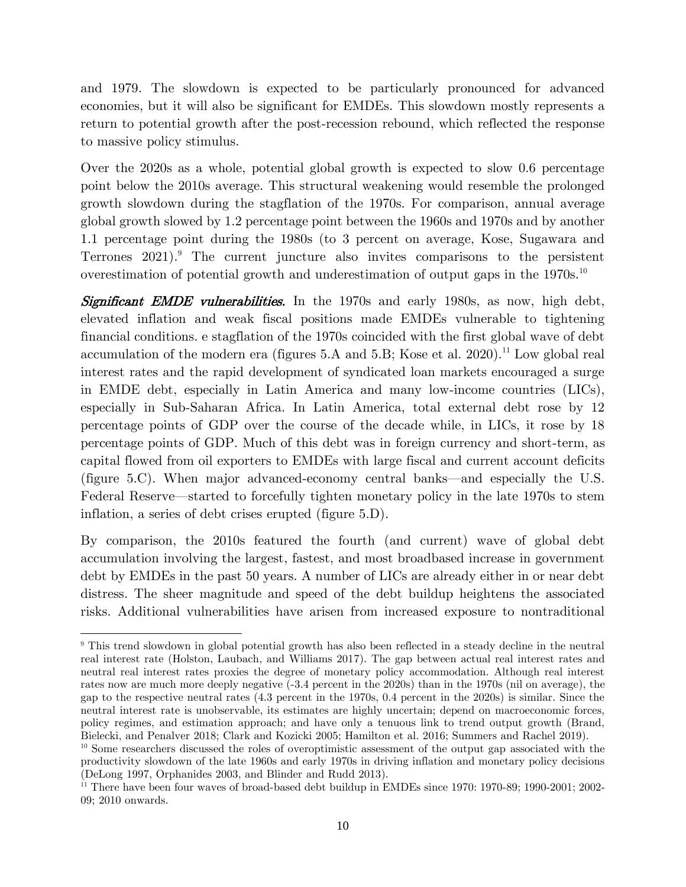and 1979. The slowdown is expected to be particularly pronounced for advanced economies, but it will also be significant for EMDEs. This slowdown mostly represents a return to potential growth after the post-recession rebound, which reflected the response to massive policy stimulus.

Over the 2020s as a whole, potential global growth is expected to slow 0.6 percentage point below the 2010s average. This structural weakening would resemble the prolonged growth slowdown during the stagflation of the 1970s. For comparison, annual average global growth slowed by 1.2 percentage point between the 1960s and 1970s and by another 1.1 percentage point during the 1980s (to 3 percent on average, Kose, Sugawara and Terrones 2021).[9] The current juncture also invites comparisons to the persistent overestimation of potential growth and underestimation of output gaps in the 1970s.[10]

***Significant EMDE vulnerabilities.*** In the 1970s and early 1980s, as now, high debt, elevated inflation and weak fiscal positions made EMDEs vulnerable to tightening financial conditions. e stagflation of the 1970s coincided with the first global wave of debt accumulation of the modern era (figures 5.A and 5.B; Kose et al. 2020).[11] Low global real interest rates and the rapid development of syndicated loan markets encouraged a surge in EMDE debt, especially in Latin America and many low-income countries (LICs), especially in Sub-Saharan Africa. In Latin America, total external debt rose by 12 percentage points of GDP over the course of the decade while, in LICs, it rose by 18 percentage points of GDP. Much of this debt was in foreign currency and short-term, as capital flowed from oil exporters to EMDEs with large fiscal and current account deficits (figure 5.C). When major advanced-economy central banks—and especially the U.S. Federal Reserve—started to forcefully tighten monetary policy in the late 1970s to stem inflation, a series of debt crises erupted (figure 5.D).

By comparison, the 2010s featured the fourth (and current) wave of global debt accumulation involving the largest, fastest, and most broadbased increase in government debt by EMDEs in the past 50 years. A number of LICs are already either in or near debt distress. The sheer magnitude and speed of the debt buildup heightens the associated risks. Additional vulnerabilities have arisen from increased exposure to nontraditional

---

[9] This trend slowdown in global potential growth has also been reflected in a steady decline in the neutral real interest rate (Holston, Laubach, and Williams 2017). The gap between actual real interest rates and neutral real interest rates proxies the degree of monetary policy accommodation. Although real interest rates now are much more deeply negative (-3.4 percent in the 2020s) than in the 1970s (nil on average), the gap to the respective neutral rates (4.3 percent in the 1970s, 0.4 percent in the 2020s) is similar. Since the neutral interest rate is unobservable, its estimates are highly uncertain; depend on macroeconomic forces, policy regimes, and estimation approach; and have only a tenuous link to trend output growth (Brand, Bielecki, and Penalver 2018; Clark and Kozicki 2005; Hamilton et al. 2016; Summers and Rachel 2019).

[10] Some researchers discussed the roles of overoptimistic assessment of the output gap associated with the productivity slowdown of the late 1960s and early 1970s in driving inflation and monetary policy decisions (DeLong 1997, Orphanides 2003, and Blinder and Rudd 2013).

[11] There have been four waves of broad-based debt buildup in EMDEs since 1970: 1970-89; 1990-2001; 2002-09; 2010 onwards.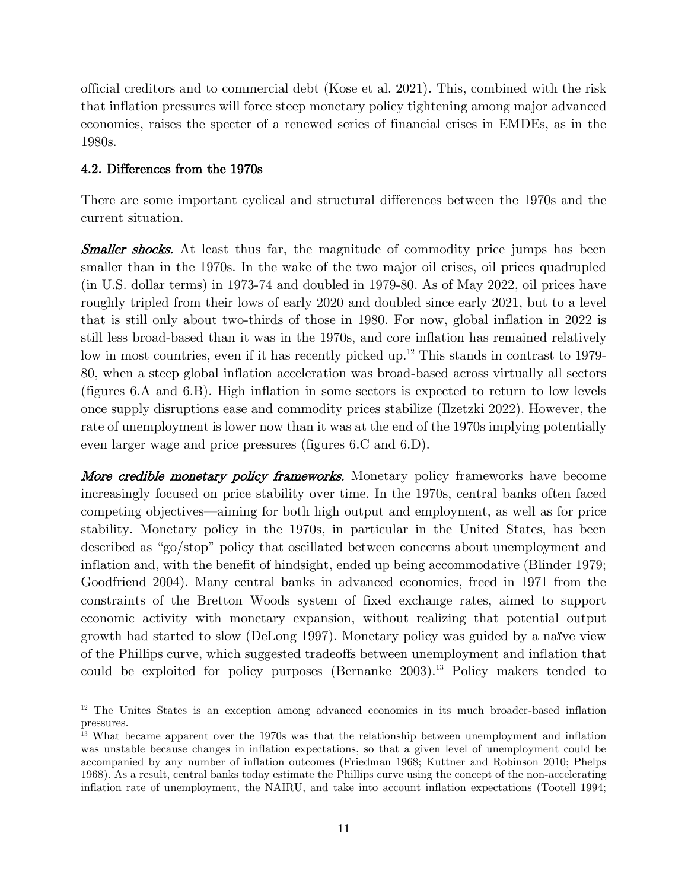official creditors and to commercial debt (Kose et al. 2021). This, combined with the risk that inflation pressures will force steep monetary policy tightening among major advanced economies, raises the specter of a renewed series of financial crises in EMDEs, as in the 1980s.

### 4.2. Differences from the 1970s

There are some important cyclical and structural differences between the 1970s and the current situation.

***Smaller shocks.*** At least thus far, the magnitude of commodity price jumps has been smaller than in the 1970s. In the wake of the two major oil crises, oil prices quadrupled (in U.S. dollar terms) in 1973-74 and doubled in 1979-80. As of May 2022, oil prices have roughly tripled from their lows of early 2020 and doubled since early 2021, but to a level that is still only about two-thirds of those in 1980. For now, global inflation in 2022 is still less broad-based than it was in the 1970s, and core inflation has remained relatively low in most countries, even if it has recently picked up.[12] This stands in contrast to 1979-80, when a steep global inflation acceleration was broad-based across virtually all sectors (figures 6.A and 6.B). High inflation in some sectors is expected to return to low levels once supply disruptions ease and commodity prices stabilize (Ilzetzki 2022). However, the rate of unemployment is lower now than it was at the end of the 1970s implying potentially even larger wage and price pressures (figures 6.C and 6.D).

***More credible monetary policy frameworks.*** Monetary policy frameworks have become increasingly focused on price stability over time. In the 1970s, central banks often faced competing objectives—aiming for both high output and employment, as well as for price stability. Monetary policy in the 1970s, in particular in the United States, has been described as "go/stop" policy that oscillated between concerns about unemployment and inflation and, with the benefit of hindsight, ended up being accommodative (Blinder 1979; Goodfriend 2004). Many central banks in advanced economies, freed in 1971 from the constraints of the Bretton Woods system of fixed exchange rates, aimed to support economic activity with monetary expansion, without realizing that potential output growth had started to slow (DeLong 1997). Monetary policy was guided by a naïve view of the Phillips curve, which suggested tradeoffs between unemployment and inflation that could be exploited for policy purposes (Bernanke 2003).[13] Policy makers tended to

[12] The Unites States is an exception among advanced economies in its much broader-based inflation pressures.

[13] What became apparent over the 1970s was that the relationship between unemployment and inflation was unstable because changes in inflation expectations, so that a given level of unemployment could be accompanied by any number of inflation outcomes (Friedman 1968; Kuttner and Robinson 2010; Phelps 1968). As a result, central banks today estimate the Phillips curve using the concept of the non-accelerating inflation rate of unemployment, the NAIRU, and take into account inflation expectations (Tootell 1994;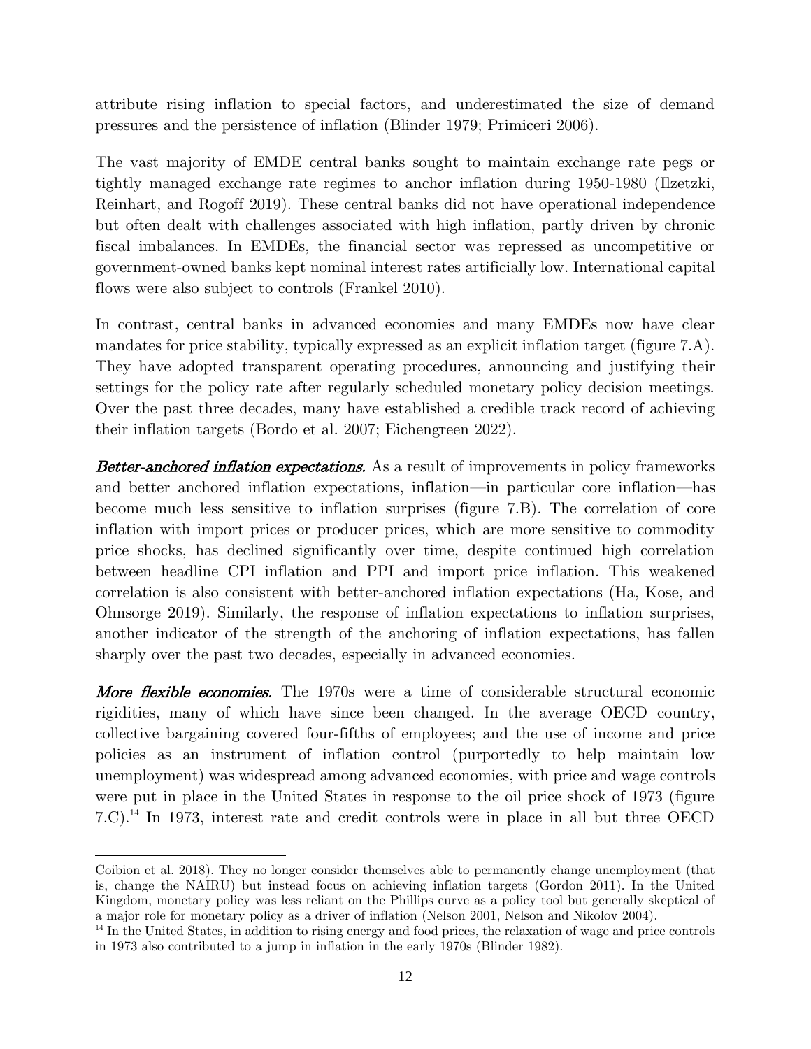attribute rising inflation to special factors, and underestimated the size of demand pressures and the persistence of inflation (Blinder 1979; Primiceri 2006).

The vast majority of EMDE central banks sought to maintain exchange rate pegs or tightly managed exchange rate regimes to anchor inflation during 1950-1980 (Ilzetzki, Reinhart, and Rogoff 2019). These central banks did not have operational independence but often dealt with challenges associated with high inflation, partly driven by chronic fiscal imbalances. In EMDEs, the financial sector was repressed as uncompetitive or government-owned banks kept nominal interest rates artificially low. International capital flows were also subject to controls (Frankel 2010).

In contrast, central banks in advanced economies and many EMDEs now have clear mandates for price stability, typically expressed as an explicit inflation target (figure 7.A). They have adopted transparent operating procedures, announcing and justifying their settings for the policy rate after regularly scheduled monetary policy decision meetings. Over the past three decades, many have established a credible track record of achieving their inflation targets (Bordo et al. 2007; Eichengreen 2022).

***Better-anchored inflation expectations.*** As a result of improvements in policy frameworks and better anchored inflation expectations, inflation—in particular core inflation—has become much less sensitive to inflation surprises (figure 7.B). The correlation of core inflation with import prices or producer prices, which are more sensitive to commodity price shocks, has declined significantly over time, despite continued high correlation between headline CPI inflation and PPI and import price inflation. This weakened correlation is also consistent with better-anchored inflation expectations (Ha, Kose, and Ohnsorge 2019). Similarly, the response of inflation expectations to inflation surprises, another indicator of the strength of the anchoring of inflation expectations, has fallen sharply over the past two decades, especially in advanced economies.

***More flexible economies.*** The 1970s were a time of considerable structural economic rigidities, many of which have since been changed. In the average OECD country, collective bargaining covered four-fifths of employees; and the use of income and price policies as an instrument of inflation control (purportedly to help maintain low unemployment) was widespread among advanced economies, with price and wage controls were put in place in the United States in response to the oil price shock of 1973 (figure 7.C).[14] In 1973, interest rate and credit controls were in place in all but three OECD

---

Coibion et al. 2018). They no longer consider themselves able to permanently change unemployment (that is, change the NAIRU) but instead focus on achieving inflation targets (Gordon 2011). In the United Kingdom, monetary policy was less reliant on the Phillips curve as a policy tool but generally skeptical of a major role for monetary policy as a driver of inflation (Nelson 2001, Nelson and Nikolov 2004).

[14] In the United States, in addition to rising energy and food prices, the relaxation of wage and price controls in 1973 also contributed to a jump in inflation in the early 1970s (Blinder 1982).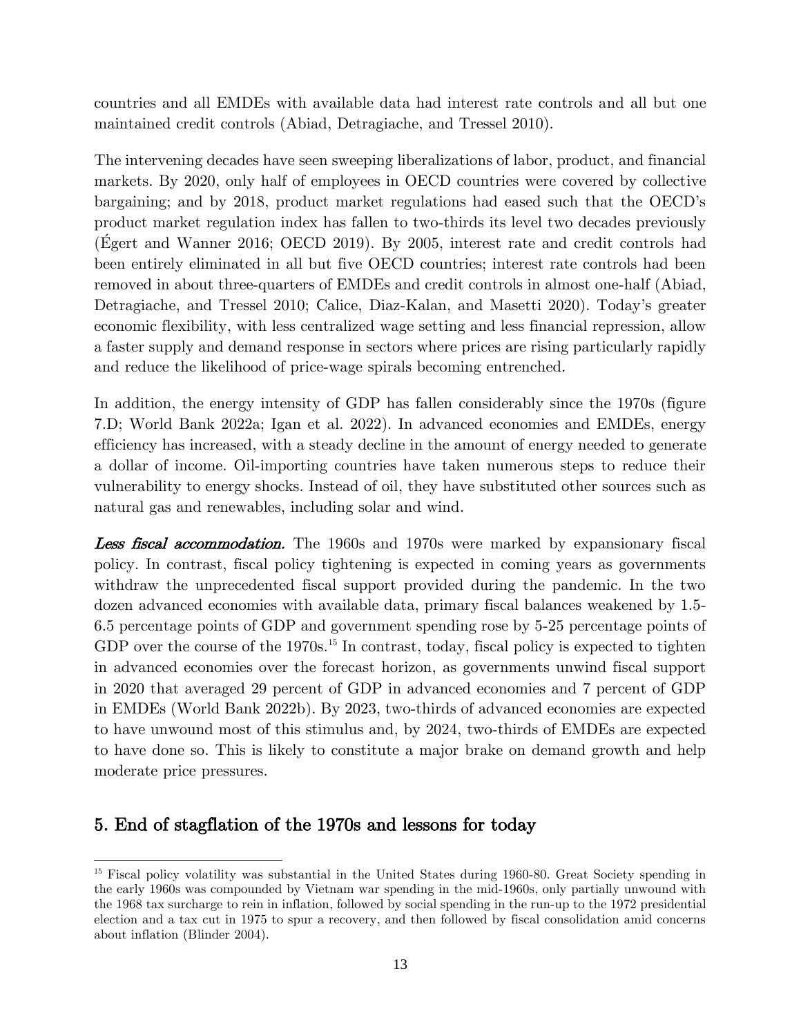countries and all EMDEs with available data had interest rate controls and all but one maintained credit controls (Abiad, Detragiache, and Tressel 2010).

The intervening decades have seen sweeping liberalizations of labor, product, and financial markets. By 2020, only half of employees in OECD countries were covered by collective bargaining; and by 2018, product market regulations had eased such that the OECD's product market regulation index has fallen to two-thirds its level two decades previously (Égert and Wanner 2016; OECD 2019). By 2005, interest rate and credit controls had been entirely eliminated in all but five OECD countries; interest rate controls had been removed in about three-quarters of EMDEs and credit controls in almost one-half (Abiad, Detragiache, and Tressel 2010; Calice, Diaz-Kalan, and Masetti 2020). Today's greater economic flexibility, with less centralized wage setting and less financial repression, allow a faster supply and demand response in sectors where prices are rising particularly rapidly and reduce the likelihood of price-wage spirals becoming entrenched.

In addition, the energy intensity of GDP has fallen considerably since the 1970s (figure 7.D; World Bank 2022a; Igan et al. 2022). In advanced economies and EMDEs, energy efficiency has increased, with a steady decline in the amount of energy needed to generate a dollar of income. Oil-importing countries have taken numerous steps to reduce their vulnerability to energy shocks. Instead of oil, they have substituted other sources such as natural gas and renewables, including solar and wind.

***Less fiscal accommodation.*** The 1960s and 1970s were marked by expansionary fiscal policy. In contrast, fiscal policy tightening is expected in coming years as governments withdraw the unprecedented fiscal support provided during the pandemic. In the two dozen advanced economies with available data, primary fiscal balances weakened by 1.5-6.5 percentage points of GDP and government spending rose by 5-25 percentage points of GDP over the course of the 1970s.[15] In contrast, today, fiscal policy is expected to tighten in advanced economies over the forecast horizon, as governments unwind fiscal support in 2020 that averaged 29 percent of GDP in advanced economies and 7 percent of GDP in EMDEs (World Bank 2022b). By 2023, two-thirds of advanced economies are expected to have unwound most of this stimulus and, by 2024, two-thirds of EMDEs are expected to have done so. This is likely to constitute a major brake on demand growth and help moderate price pressures.

## 5. End of stagflation of the 1970s and lessons for today

[15] Fiscal policy volatility was substantial in the United States during 1960-80. Great Society spending in the early 1960s was compounded by Vietnam war spending in the mid-1960s, only partially unwound with the 1968 tax surcharge to rein in inflation, followed by social spending in the run-up to the 1972 presidential election and a tax cut in 1975 to spur a recovery, and then followed by fiscal consolidation amid concerns about inflation (Blinder 2004).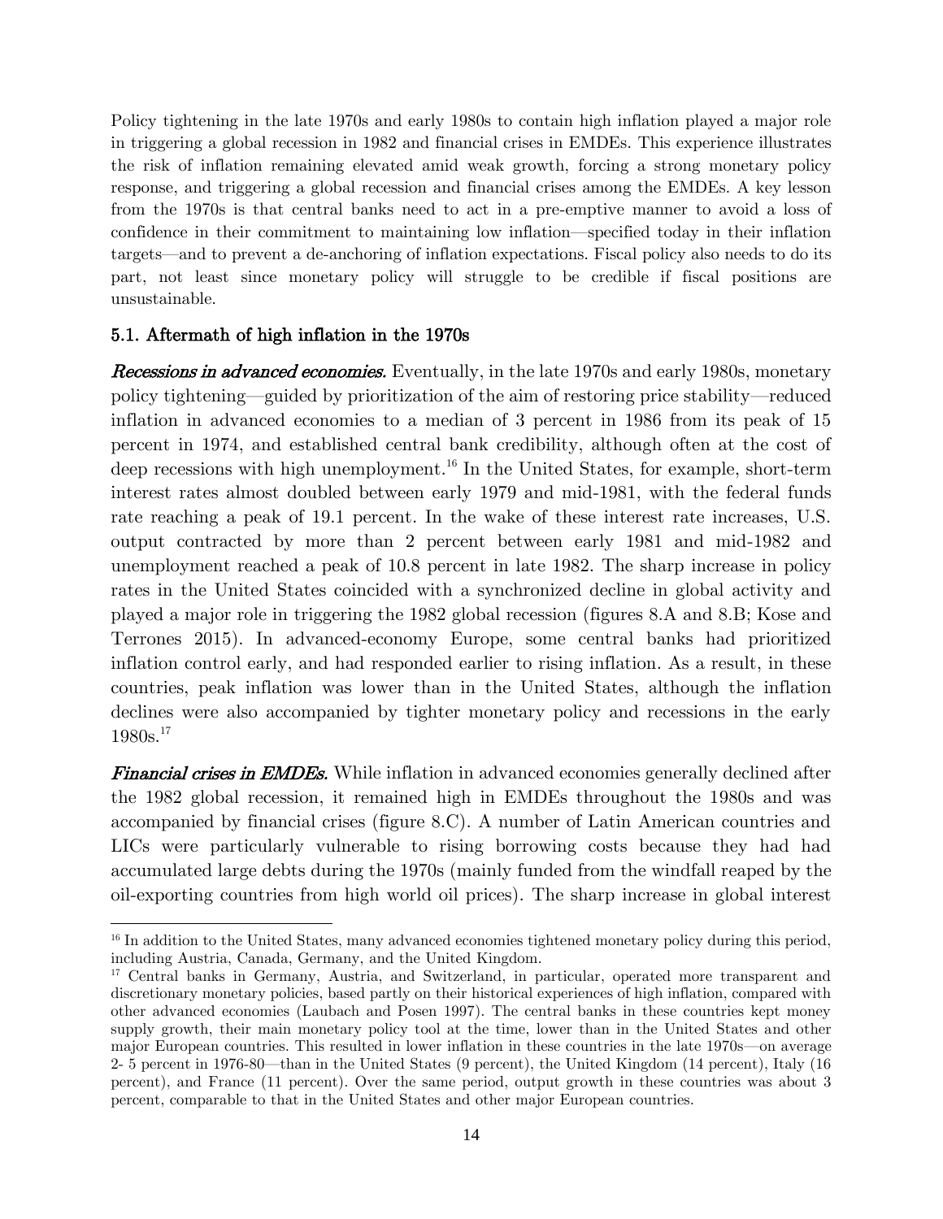Policy tightening in the late 1970s and early 1980s to contain high inflation played a major role in triggering a global recession in 1982 and financial crises in EMDEs. This experience illustrates the risk of inflation remaining elevated amid weak growth, forcing a strong monetary policy response, and triggering a global recession and financial crises among the EMDEs. A key lesson from the 1970s is that central banks need to act in a pre-emptive manner to avoid a loss of confidence in their commitment to maintaining low inflation—specified today in their inflation targets—and to prevent a de-anchoring of inflation expectations. Fiscal policy also needs to do its part, not least since monetary policy will struggle to be credible if fiscal positions are unsustainable.

### 5.1. Aftermath of high inflation in the 1970s

***Recessions in advanced economies.*** Eventually, in the late 1970s and early 1980s, monetary policy tightening—guided by prioritization of the aim of restoring price stability—reduced inflation in advanced economies to a median of 3 percent in 1986 from its peak of 15 percent in 1974, and established central bank credibility, although often at the cost of deep recessions with high unemployment.[16] In the United States, for example, short-term interest rates almost doubled between early 1979 and mid-1981, with the federal funds rate reaching a peak of 19.1 percent. In the wake of these interest rate increases, U.S. output contracted by more than 2 percent between early 1981 and mid-1982 and unemployment reached a peak of 10.8 percent in late 1982. The sharp increase in policy rates in the United States coincided with a synchronized decline in global activity and played a major role in triggering the 1982 global recession (figures 8.A and 8.B; Kose and Terrones 2015). In advanced-economy Europe, some central banks had prioritized inflation control early, and had responded earlier to rising inflation. As a result, in these countries, peak inflation was lower than in the United States, although the inflation declines were also accompanied by tighter monetary policy and recessions in the early 1980s.[17]

***Financial crises in EMDEs.*** While inflation in advanced economies generally declined after the 1982 global recession, it remained high in EMDEs throughout the 1980s and was accompanied by financial crises (figure 8.C). A number of Latin American countries and LICs were particularly vulnerable to rising borrowing costs because they had had accumulated large debts during the 1970s (mainly funded from the windfall reaped by the oil-exporting countries from high world oil prices). The sharp increase in global interest

---

[16] In addition to the United States, many advanced economies tightened monetary policy during this period, including Austria, Canada, Germany, and the United Kingdom.

[17] Central banks in Germany, Austria, and Switzerland, in particular, operated more transparent and discretionary monetary policies, based partly on their historical experiences of high inflation, compared with other advanced economies (Laubach and Posen 1997). The central banks in these countries kept money supply growth, their main monetary policy tool at the time, lower than in the United States and other major European countries. This resulted in lower inflation in these countries in the late 1970s—on average 2- 5 percent in 1976-80—than in the United States (9 percent), the United Kingdom (14 percent), Italy (16 percent), and France (11 percent). Over the same period, output growth in these countries was about 3 percent, comparable to that in the United States and other major European countries.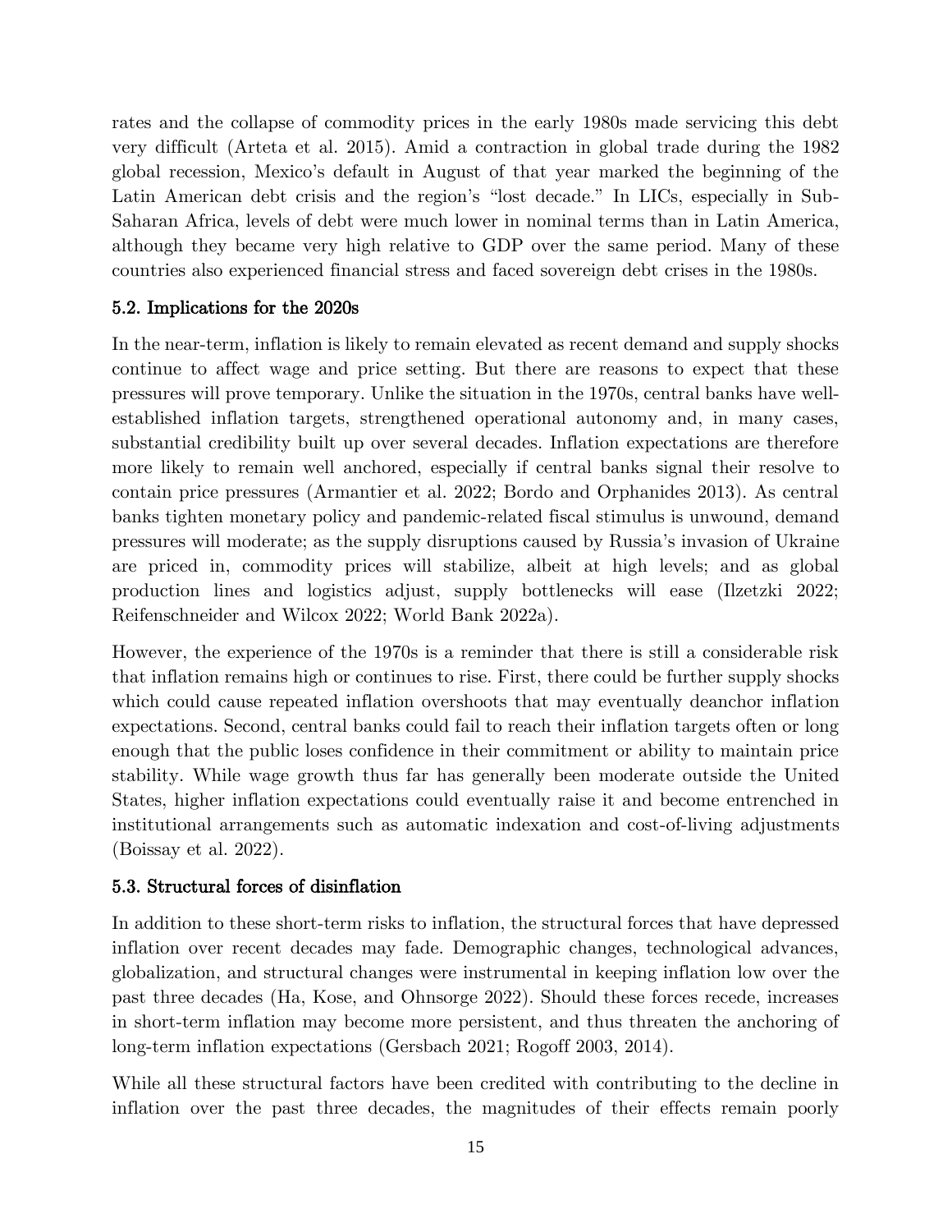rates and the collapse of commodity prices in the early 1980s made servicing this debt very difficult (Arteta et al. 2015). Amid a contraction in global trade during the 1982 global recession, Mexico's default in August of that year marked the beginning of the Latin American debt crisis and the region's "lost decade." In LICs, especially in Sub-Saharan Africa, levels of debt were much lower in nominal terms than in Latin America, although they became very high relative to GDP over the same period. Many of these countries also experienced financial stress and faced sovereign debt crises in the 1980s.

### 5.2. Implications for the 2020s

In the near-term, inflation is likely to remain elevated as recent demand and supply shocks continue to affect wage and price setting. But there are reasons to expect that these pressures will prove temporary. Unlike the situation in the 1970s, central banks have well-established inflation targets, strengthened operational autonomy and, in many cases, substantial credibility built up over several decades. Inflation expectations are therefore more likely to remain well anchored, especially if central banks signal their resolve to contain price pressures (Armantier et al. 2022; Bordo and Orphanides 2013). As central banks tighten monetary policy and pandemic-related fiscal stimulus is unwound, demand pressures will moderate; as the supply disruptions caused by Russia's invasion of Ukraine are priced in, commodity prices will stabilize, albeit at high levels; and as global production lines and logistics adjust, supply bottlenecks will ease (Ilzetzki 2022; Reifenschneider and Wilcox 2022; World Bank 2022a).

However, the experience of the 1970s is a reminder that there is still a considerable risk that inflation remains high or continues to rise. First, there could be further supply shocks which could cause repeated inflation overshoots that may eventually deanchor inflation expectations. Second, central banks could fail to reach their inflation targets often or long enough that the public loses confidence in their commitment or ability to maintain price stability. While wage growth thus far has generally been moderate outside the United States, higher inflation expectations could eventually raise it and become entrenched in institutional arrangements such as automatic indexation and cost-of-living adjustments (Boissay et al. 2022).

### 5.3. Structural forces of disinflation

In addition to these short-term risks to inflation, the structural forces that have depressed inflation over recent decades may fade. Demographic changes, technological advances, globalization, and structural changes were instrumental in keeping inflation low over the past three decades (Ha, Kose, and Ohnsorge 2022). Should these forces recede, increases in short-term inflation may become more persistent, and thus threaten the anchoring of long-term inflation expectations (Gersbach 2021; Rogoff 2003, 2014).

While all these structural factors have been credited with contributing to the decline in inflation over the past three decades, the magnitudes of their effects remain poorly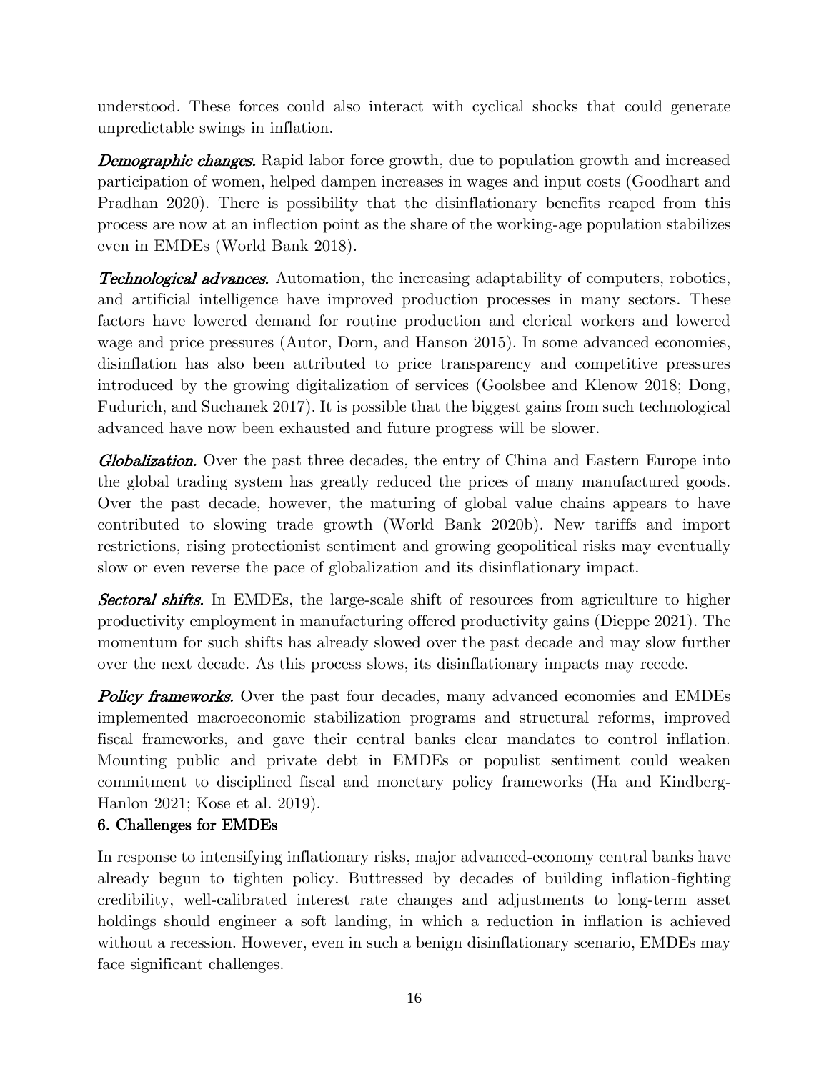understood. These forces could also interact with cyclical shocks that could generate unpredictable swings in inflation.

***Demographic changes.*** Rapid labor force growth, due to population growth and increased participation of women, helped dampen increases in wages and input costs (Goodhart and Pradhan 2020). There is possibility that the disinflationary benefits reaped from this process are now at an inflection point as the share of the working-age population stabilizes even in EMDEs (World Bank 2018).

***Technological advances.*** Automation, the increasing adaptability of computers, robotics, and artificial intelligence have improved production processes in many sectors. These factors have lowered demand for routine production and clerical workers and lowered wage and price pressures (Autor, Dorn, and Hanson 2015). In some advanced economies, disinflation has also been attributed to price transparency and competitive pressures introduced by the growing digitalization of services (Goolsbee and Klenow 2018; Dong, Fudurich, and Suchanek 2017). It is possible that the biggest gains from such technological advanced have now been exhausted and future progress will be slower.

***Globalization.*** Over the past three decades, the entry of China and Eastern Europe into the global trading system has greatly reduced the prices of many manufactured goods. Over the past decade, however, the maturing of global value chains appears to have contributed to slowing trade growth (World Bank 2020b). New tariffs and import restrictions, rising protectionist sentiment and growing geopolitical risks may eventually slow or even reverse the pace of globalization and its disinflationary impact.

***Sectoral shifts.*** In EMDEs, the large-scale shift of resources from agriculture to higher productivity employment in manufacturing offered productivity gains (Dieppe 2021). The momentum for such shifts has already slowed over the past decade and may slow further over the next decade. As this process slows, its disinflationary impacts may recede.

***Policy frameworks.*** Over the past four decades, many advanced economies and EMDEs implemented macroeconomic stabilization programs and structural reforms, improved fiscal frameworks, and gave their central banks clear mandates to control inflation. Mounting public and private debt in EMDEs or populist sentiment could weaken commitment to disciplined fiscal and monetary policy frameworks (Ha and Kindberg-Hanlon 2021; Kose et al. 2019).

## 6. Challenges for EMDEs

In response to intensifying inflationary risks, major advanced-economy central banks have already begun to tighten policy. Buttressed by decades of building inflation-fighting credibility, well-calibrated interest rate changes and adjustments to long-term asset holdings should engineer a soft landing, in which a reduction in inflation is achieved without a recession. However, even in such a benign disinflationary scenario, EMDEs may face significant challenges.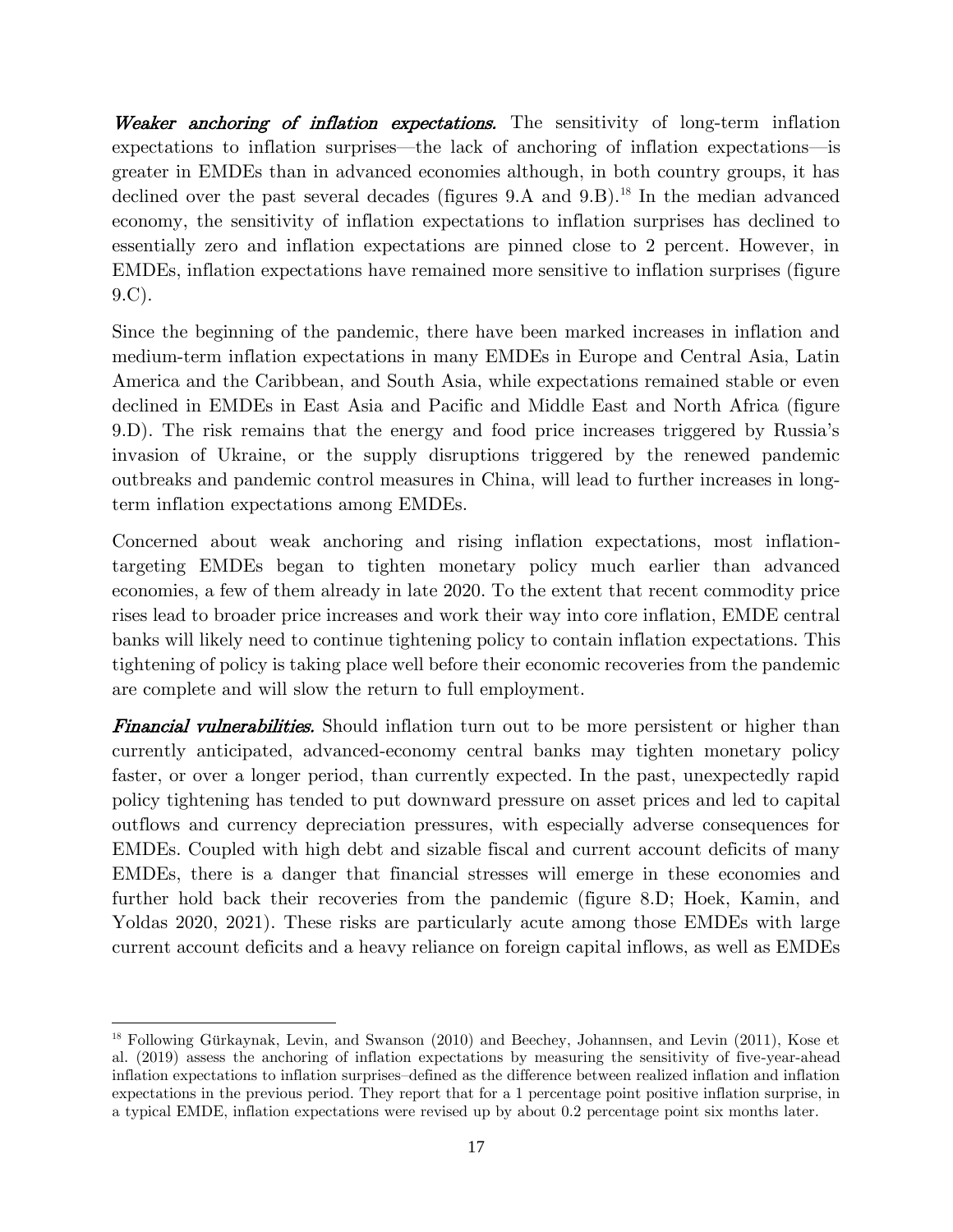***Weaker anchoring of inflation expectations.*** The sensitivity of long-term inflation expectations to inflation surprises—the lack of anchoring of inflation expectations—is greater in EMDEs than in advanced economies although, in both country groups, it has declined over the past several decades (figures 9.A and 9.B).[18] In the median advanced economy, the sensitivity of inflation expectations to inflation surprises has declined to essentially zero and inflation expectations are pinned close to 2 percent. However, in EMDEs, inflation expectations have remained more sensitive to inflation surprises (figure 9.C).

Since the beginning of the pandemic, there have been marked increases in inflation and medium-term inflation expectations in many EMDEs in Europe and Central Asia, Latin America and the Caribbean, and South Asia, while expectations remained stable or even declined in EMDEs in East Asia and Pacific and Middle East and North Africa (figure 9.D). The risk remains that the energy and food price increases triggered by Russia's invasion of Ukraine, or the supply disruptions triggered by the renewed pandemic outbreaks and pandemic control measures in China, will lead to further increases in long-term inflation expectations among EMDEs.

Concerned about weak anchoring and rising inflation expectations, most inflation-targeting EMDEs began to tighten monetary policy much earlier than advanced economies, a few of them already in late 2020. To the extent that recent commodity price rises lead to broader price increases and work their way into core inflation, EMDE central banks will likely need to continue tightening policy to contain inflation expectations. This tightening of policy is taking place well before their economic recoveries from the pandemic are complete and will slow the return to full employment.

***Financial vulnerabilities.*** Should inflation turn out to be more persistent or higher than currently anticipated, advanced-economy central banks may tighten monetary policy faster, or over a longer period, than currently expected. In the past, unexpectedly rapid policy tightening has tended to put downward pressure on asset prices and led to capital outflows and currency depreciation pressures, with especially adverse consequences for EMDEs. Coupled with high debt and sizable fiscal and current account deficits of many EMDEs, there is a danger that financial stresses will emerge in these economies and further hold back their recoveries from the pandemic (figure 8.D; Hoek, Kamin, and Yoldas 2020, 2021). These risks are particularly acute among those EMDEs with large current account deficits and a heavy reliance on foreign capital inflows, as well as EMDEs

---

[18] Following Gürkaynak, Levin, and Swanson (2010) and Beechey, Johannsen, and Levin (2011), Kose et al. (2019) assess the anchoring of inflation expectations by measuring the sensitivity of five-year-ahead inflation expectations to inflation surprises–defined as the difference between realized inflation and inflation expectations in the previous period. They report that for a 1 percentage point positive inflation surprise, in a typical EMDE, inflation expectations were revised up by about 0.2 percentage point six months later.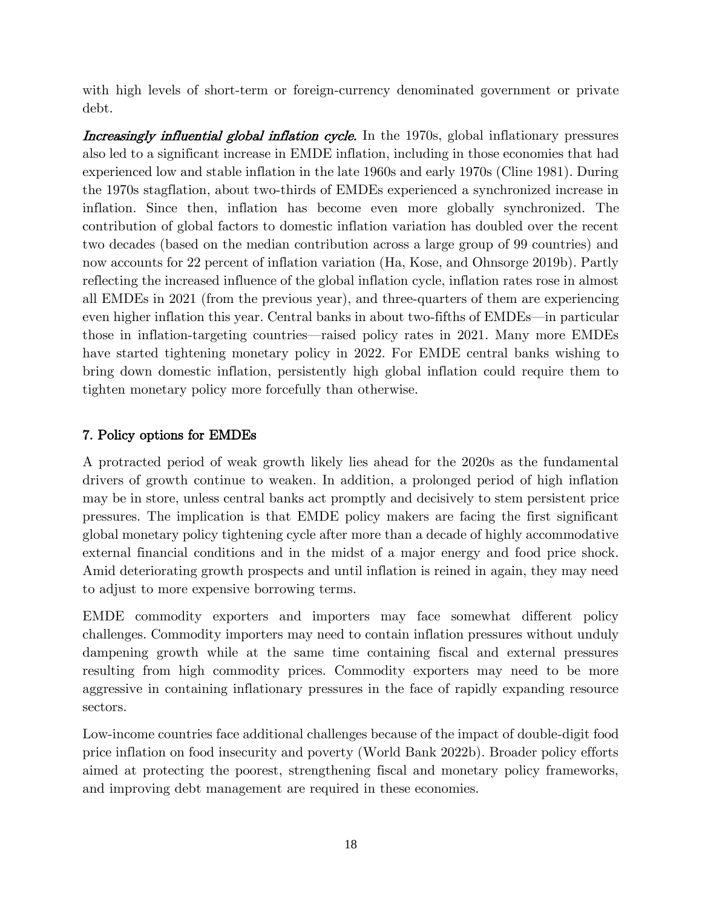with high levels of short-term or foreign-currency denominated government or private debt.

***Increasingly influential global inflation cycle.*** In the 1970s, global inflationary pressures also led to a significant increase in EMDE inflation, including in those economies that had experienced low and stable inflation in the late 1960s and early 1970s (Cline 1981). During the 1970s stagflation, about two-thirds of EMDEs experienced a synchronized increase in inflation. Since then, inflation has become even more globally synchronized. The contribution of global factors to domestic inflation variation has doubled over the recent two decades (based on the median contribution across a large group of 99 countries) and now accounts for 22 percent of inflation variation (Ha, Kose, and Ohnsorge 2019b). Partly reflecting the increased influence of the global inflation cycle, inflation rates rose in almost all EMDEs in 2021 (from the previous year), and three-quarters of them are experiencing even higher inflation this year. Central banks in about two-fifths of EMDEs—in particular those in inflation-targeting countries—raised policy rates in 2021. Many more EMDEs have started tightening monetary policy in 2022. For EMDE central banks wishing to bring down domestic inflation, persistently high global inflation could require them to tighten monetary policy more forcefully than otherwise.

## 7. Policy options for EMDEs

A protracted period of weak growth likely lies ahead for the 2020s as the fundamental drivers of growth continue to weaken. In addition, a prolonged period of high inflation may be in store, unless central banks act promptly and decisively to stem persistent price pressures. The implication is that EMDE policy makers are facing the first significant global monetary policy tightening cycle after more than a decade of highly accommodative external financial conditions and in the midst of a major energy and food price shock. Amid deteriorating growth prospects and until inflation is reined in again, they may need to adjust to more expensive borrowing terms.

EMDE commodity exporters and importers may face somewhat different policy challenges. Commodity importers may need to contain inflation pressures without unduly dampening growth while at the same time containing fiscal and external pressures resulting from high commodity prices. Commodity exporters may need to be more aggressive in containing inflationary pressures in the face of rapidly expanding resource sectors.

Low-income countries face additional challenges because of the impact of double-digit food price inflation on food insecurity and poverty (World Bank 2022b). Broader policy efforts aimed at protecting the poorest, strengthening fiscal and monetary policy frameworks, and improving debt management are required in these economies.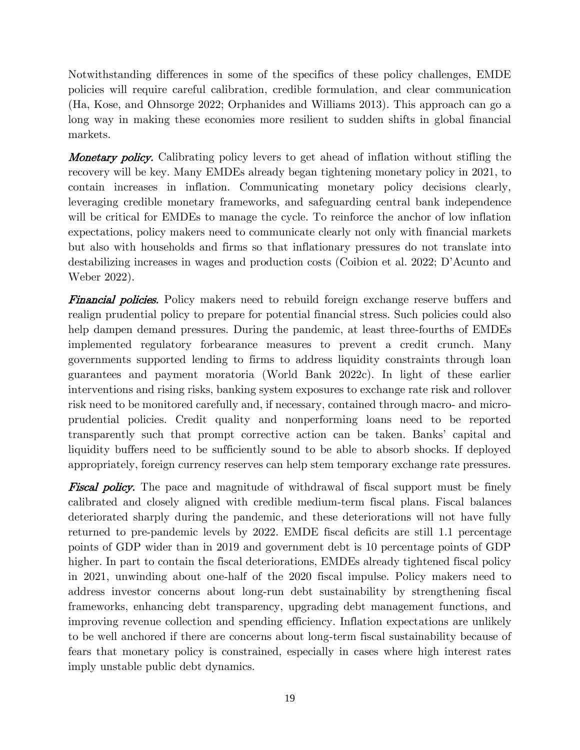Notwithstanding differences in some of the specifics of these policy challenges, EMDE policies will require careful calibration, credible formulation, and clear communication (Ha, Kose, and Ohnsorge 2022; Orphanides and Williams 2013). This approach can go a long way in making these economies more resilient to sudden shifts in global financial markets.

***Monetary policy.*** Calibrating policy levers to get ahead of inflation without stifling the recovery will be key. Many EMDEs already began tightening monetary policy in 2021, to contain increases in inflation. Communicating monetary policy decisions clearly, leveraging credible monetary frameworks, and safeguarding central bank independence will be critical for EMDEs to manage the cycle. To reinforce the anchor of low inflation expectations, policy makers need to communicate clearly not only with financial markets but also with households and firms so that inflationary pressures do not translate into destabilizing increases in wages and production costs (Coibion et al. 2022; D'Acunto and Weber 2022).

***Financial policies.*** Policy makers need to rebuild foreign exchange reserve buffers and realign prudential policy to prepare for potential financial stress. Such policies could also help dampen demand pressures. During the pandemic, at least three-fourths of EMDEs implemented regulatory forbearance measures to prevent a credit crunch. Many governments supported lending to firms to address liquidity constraints through loan guarantees and payment moratoria (World Bank 2022c). In light of these earlier interventions and rising risks, banking system exposures to exchange rate risk and rollover risk need to be monitored carefully and, if necessary, contained through macro- and micro-prudential policies. Credit quality and nonperforming loans need to be reported transparently such that prompt corrective action can be taken. Banks' capital and liquidity buffers need to be sufficiently sound to be able to absorb shocks. If deployed appropriately, foreign currency reserves can help stem temporary exchange rate pressures.

***Fiscal policy.*** The pace and magnitude of withdrawal of fiscal support must be finely calibrated and closely aligned with credible medium-term fiscal plans. Fiscal balances deteriorated sharply during the pandemic, and these deteriorations will not have fully returned to pre-pandemic levels by 2022. EMDE fiscal deficits are still 1.1 percentage points of GDP wider than in 2019 and government debt is 10 percentage points of GDP higher. In part to contain the fiscal deteriorations, EMDEs already tightened fiscal policy in 2021, unwinding about one-half of the 2020 fiscal impulse. Policy makers need to address investor concerns about long-run debt sustainability by strengthening fiscal frameworks, enhancing debt transparency, upgrading debt management functions, and improving revenue collection and spending efficiency. Inflation expectations are unlikely to be well anchored if there are concerns about long-term fiscal sustainability because of fears that monetary policy is constrained, especially in cases where high interest rates imply unstable public debt dynamics.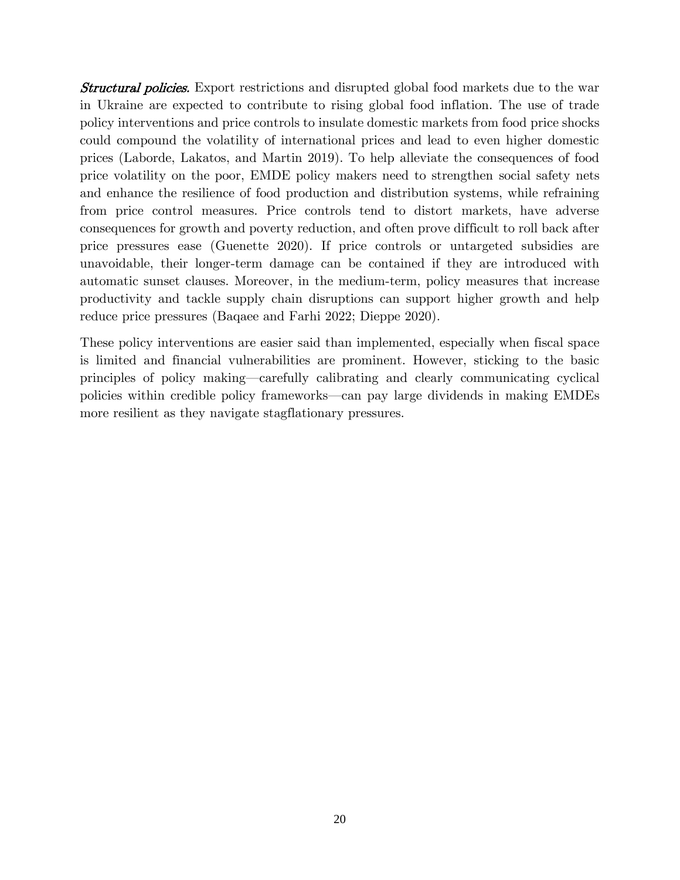***Structural policies.*** Export restrictions and disrupted global food markets due to the war in Ukraine are expected to contribute to rising global food inflation. The use of trade policy interventions and price controls to insulate domestic markets from food price shocks could compound the volatility of international prices and lead to even higher domestic prices (Laborde, Lakatos, and Martin 2019). To help alleviate the consequences of food price volatility on the poor, EMDE policy makers need to strengthen social safety nets and enhance the resilience of food production and distribution systems, while refraining from price control measures. Price controls tend to distort markets, have adverse consequences for growth and poverty reduction, and often prove difficult to roll back after price pressures ease (Guenette 2020). If price controls or untargeted subsidies are unavoidable, their longer-term damage can be contained if they are introduced with automatic sunset clauses. Moreover, in the medium-term, policy measures that increase productivity and tackle supply chain disruptions can support higher growth and help reduce price pressures (Baqaee and Farhi 2022; Dieppe 2020).

These policy interventions are easier said than implemented, especially when fiscal space is limited and financial vulnerabilities are prominent. However, sticking to the basic principles of policy making—carefully calibrating and clearly communicating cyclical policies within credible policy frameworks—can pay large dividends in making EMDEs more resilient as they navigate stagflationary pressures.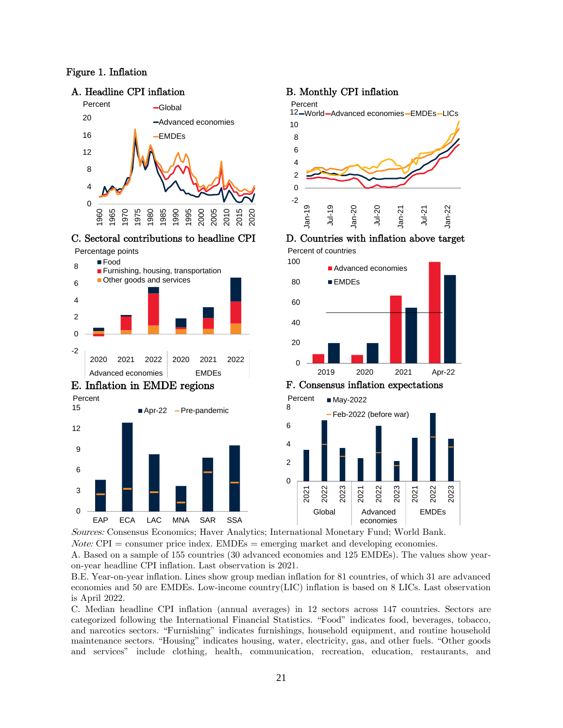Figure 1. Inflation

A. Headline CPI inflation

B. Monthly CPI inflation

C. Sectoral contributions to headline CPI

D. Countries with inflation above target

E. Inflation in EMDE regions

F. Consensus inflation expectations

*Sources:* Consensus Economics; Haver Analytics; International Monetary Fund; World Bank.

*Note:* CPI = consumer price index. EMDEs = emerging market and developing economies.

A. Based on a sample of 155 countries (30 advanced economies and 125 EMDEs). The values show year-on-year headline CPI inflation. Last observation is 2021.

B.E. Year-on-year inflation. Lines show group median inflation for 81 countries, of which 31 are advanced economies and 50 are EMDEs. Low-income country(LIC) inflation is based on 8 LICs. Last observation is April 2022.

C. Median headline CPI inflation (annual averages) in 12 sectors across 147 countries. Sectors are categorized following the International Financial Statistics. "Food" indicates food, beverages, tobacco, and narcotics sectors. "Furnishing" indicates furnishings, household equipment, and routine household maintenance sectors. "Housing" indicates housing, water, electricity, gas, and other fuels. "Other goods and services" include clothing, health, communication, recreation, education, restaurants, and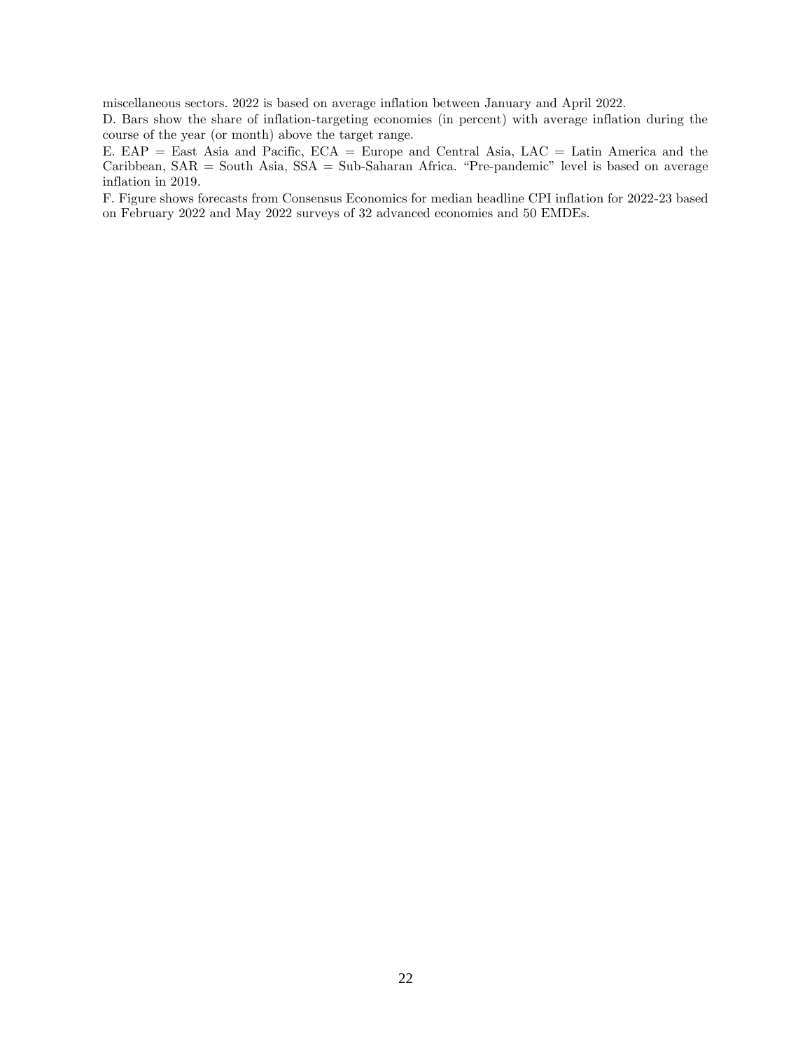miscellaneous sectors. 2022 is based on average inflation between January and April 2022.

D. Bars show the share of inflation-targeting economies (in percent) with average inflation during the course of the year (or month) above the target range.

E. EAP = East Asia and Pacific, ECA = Europe and Central Asia, LAC = Latin America and the Caribbean, SAR = South Asia, SSA = Sub-Saharan Africa. "Pre-pandemic" level is based on average inflation in 2019.

F. Figure shows forecasts from Consensus Economics for median headline CPI inflation for 2022-23 based on February 2022 and May 2022 surveys of 32 advanced economies and 50 EMDEs.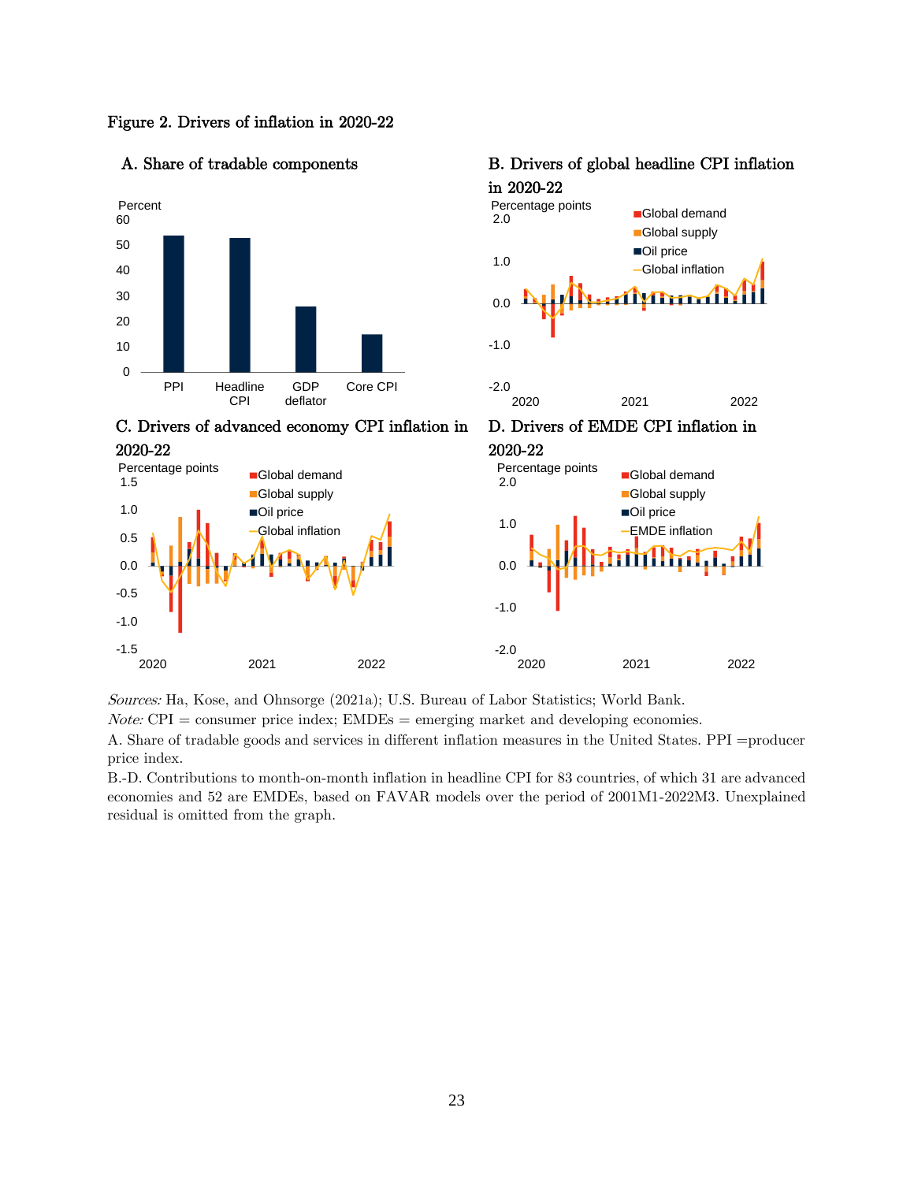Figure 2. Drivers of inflation in 2020-22

A. Share of tradable components

B. Drivers of global headline CPI inflation in 2020-22

C. Drivers of advanced economy CPI inflation in 2020-22

D. Drivers of EMDE CPI inflation in 2020-22

*Sources:* Ha, Kose, and Ohnsorge (2021a); U.S. Bureau of Labor Statistics; World Bank.

*Note:* CPI = consumer price index; EMDEs = emerging market and developing economies.

A. Share of tradable goods and services in different inflation measures in the United States. PPI =producer price index.

B.-D. Contributions to month-on-month inflation in headline CPI for 83 countries, of which 31 are advanced economies and 52 are EMDEs, based on FAVAR models over the period of 2001M1-2022M3. Unexplained residual is omitted from the graph.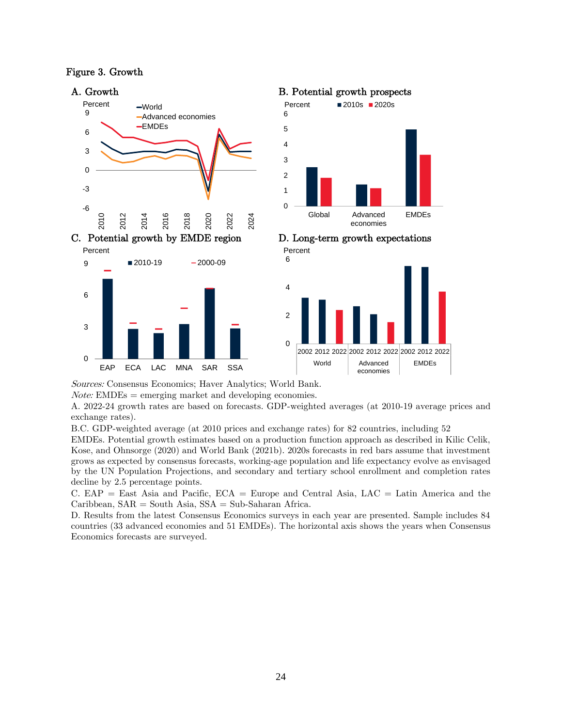Figure 3. Growth

A. Growth

B. Potential growth prospects

C. Potential growth by EMDE region

D. Long-term growth expectations

*Sources:* Consensus Economics; Haver Analytics; World Bank.

*Note:* EMDEs = emerging market and developing economies.

A. 2022-24 growth rates are based on forecasts. GDP-weighted averages (at 2010-19 average prices and exchange rates).

B.C. GDP-weighted average (at 2010 prices and exchange rates) for 82 countries, including 52 EMDEs. Potential growth estimates based on a production function approach as described in Kilic Celik, Kose, and Ohnsorge (2020) and World Bank (2021b). 2020s forecasts in red bars assume that investment grows as expected by consensus forecasts, working-age population and life expectancy evolve as envisaged by the UN Population Projections, and secondary and tertiary school enrollment and completion rates decline by 2.5 percentage points.

C. EAP = East Asia and Pacific, ECA = Europe and Central Asia, LAC = Latin America and the Caribbean, SAR = South Asia, SSA = Sub-Saharan Africa.

D. Results from the latest Consensus Economics surveys in each year are presented. Sample includes 84 countries (33 advanced economies and 51 EMDEs). The horizontal axis shows the years when Consensus Economics forecasts are surveyed.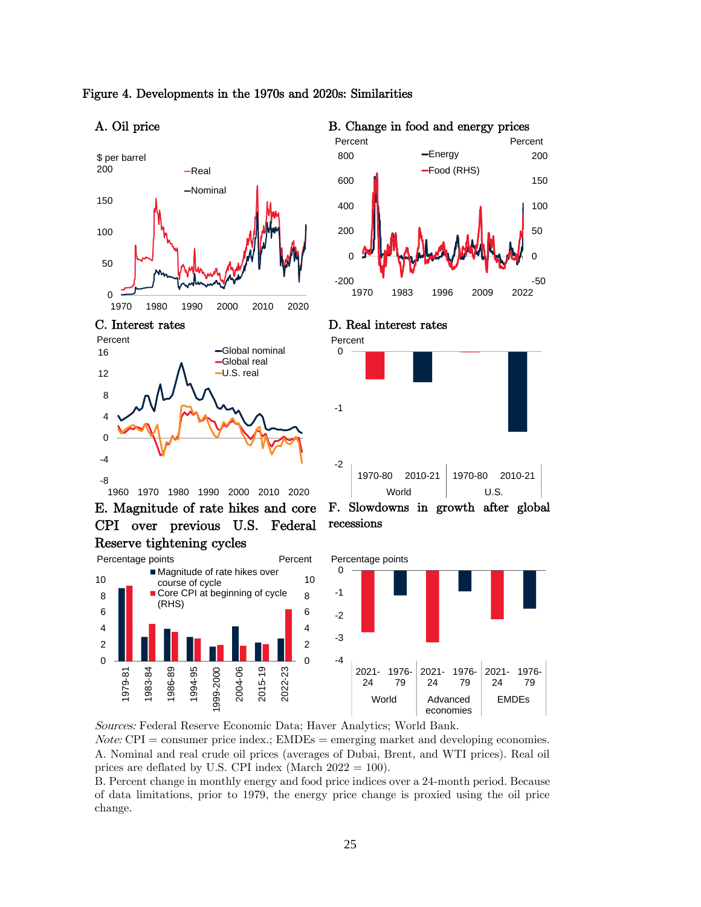Figure 4. Developments in the 1970s and 2020s: Similarities

A. Oil price

B. Change in food and energy prices

C. Interest rates

D. Real interest rates

E. Magnitude of rate hikes and core CPI over previous U.S. Federal Reserve tightening cycles

F. Slowdowns in growth after global recessions

*Sources:* Federal Reserve Economic Data; Haver Analytics; World Bank.

*Note:* CPI = consumer price index.; EMDEs = emerging market and developing economies.

A. Nominal and real crude oil prices (averages of Dubai, Brent, and WTI prices). Real oil prices are deflated by U.S. CPI index (March 2022 = 100).

B. Percent change in monthly energy and food price indices over a 24-month period. Because of data limitations, prior to 1979, the energy price change is proxied using the oil price change.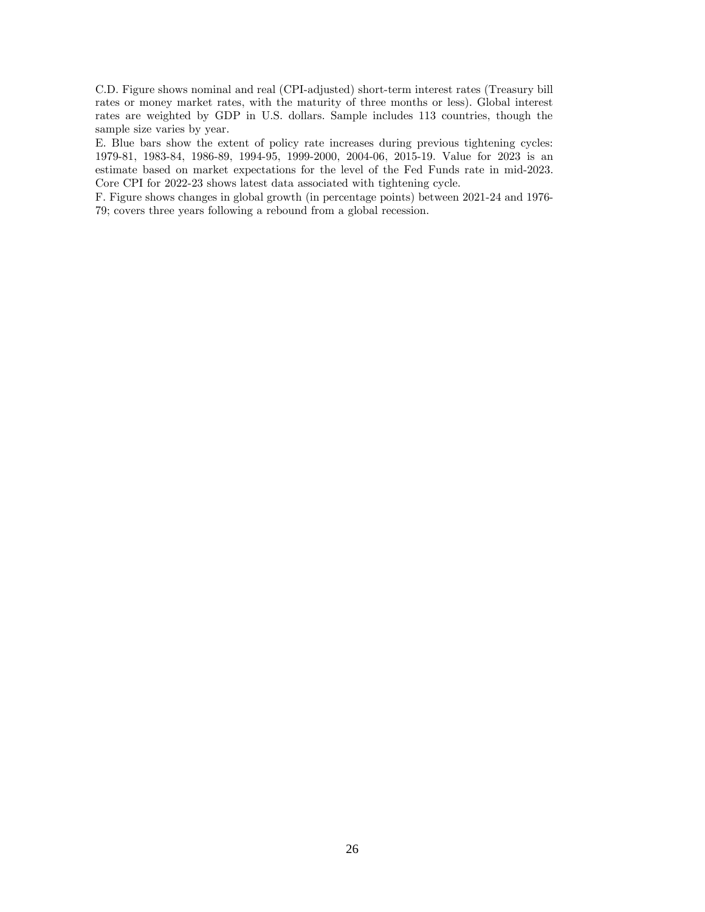C.D. Figure shows nominal and real (CPI-adjusted) short-term interest rates (Treasury bill rates or money market rates, with the maturity of three months or less). Global interest rates are weighted by GDP in U.S. dollars. Sample includes 113 countries, though the sample size varies by year.

E. Blue bars show the extent of policy rate increases during previous tightening cycles: 1979-81, 1983-84, 1986-89, 1994-95, 1999-2000, 2004-06, 2015-19. Value for 2023 is an estimate based on market expectations for the level of the Fed Funds rate in mid-2023. Core CPI for 2022-23 shows latest data associated with tightening cycle.

F. Figure shows changes in global growth (in percentage points) between 2021-24 and 1976-79; covers three years following a rebound from a global recession.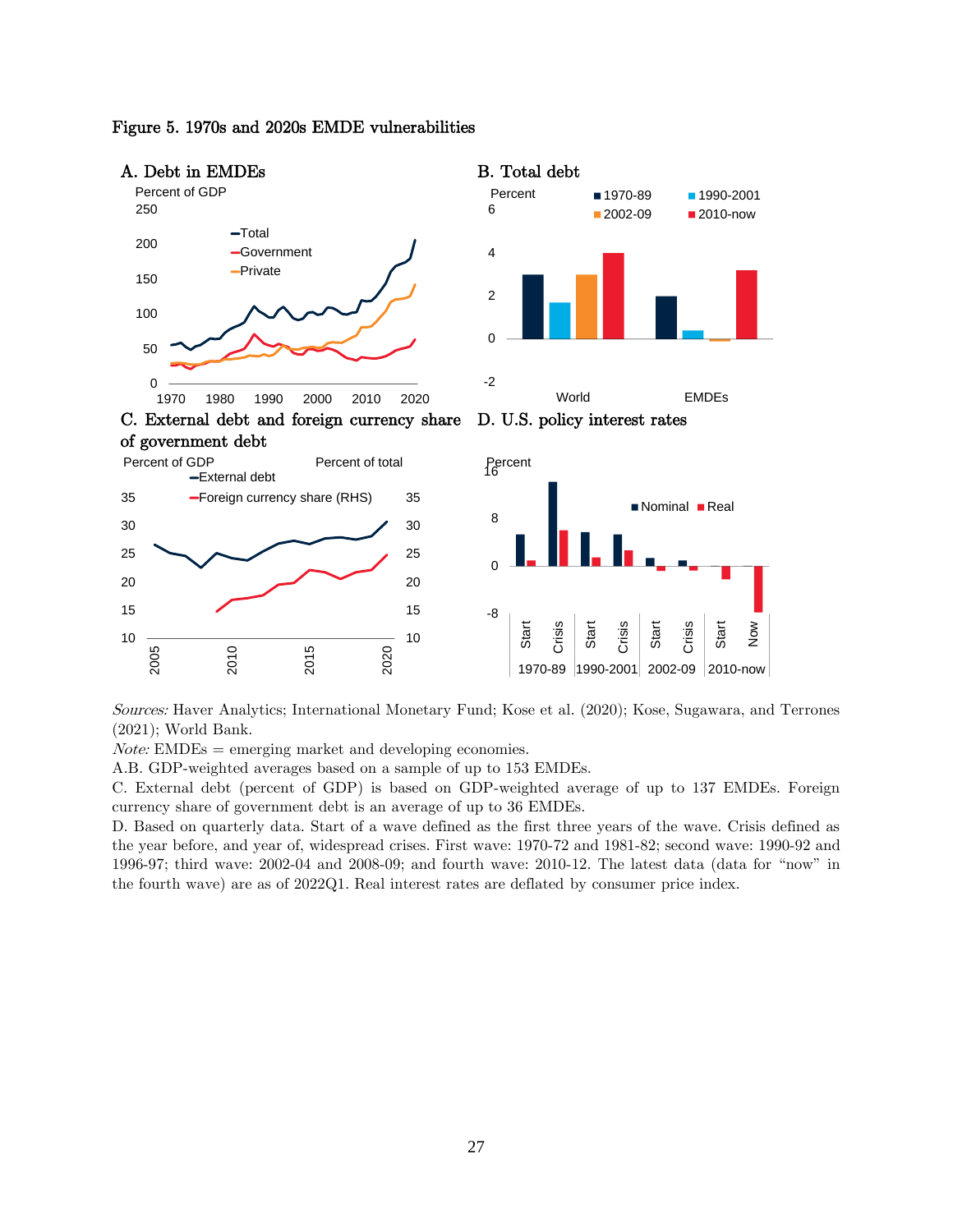Figure 5. 1970s and 2020s EMDE vulnerabilities

A. Debt in EMDEs

B. Total debt

C. External debt and foreign currency share of government debt

D. U.S. policy interest rates

*Sources:* Haver Analytics; International Monetary Fund; Kose et al. (2020); Kose, Sugawara, and Terrones (2021); World Bank.

*Note:* EMDEs = emerging market and developing economies.

A.B. GDP-weighted averages based on a sample of up to 153 EMDEs.

C. External debt (percent of GDP) is based on GDP-weighted average of up to 137 EMDEs. Foreign currency share of government debt is an average of up to 36 EMDEs.

D. Based on quarterly data. Start of a wave defined as the first three years of the wave. Crisis defined as the year before, and year of, widespread crises. First wave: 1970-72 and 1981-82; second wave: 1990-92 and 1996-97; third wave: 2002-04 and 2008-09; and fourth wave: 2010-12. The latest data (data for "now" in the fourth wave) are as of 2022Q1. Real interest rates are deflated by consumer price index.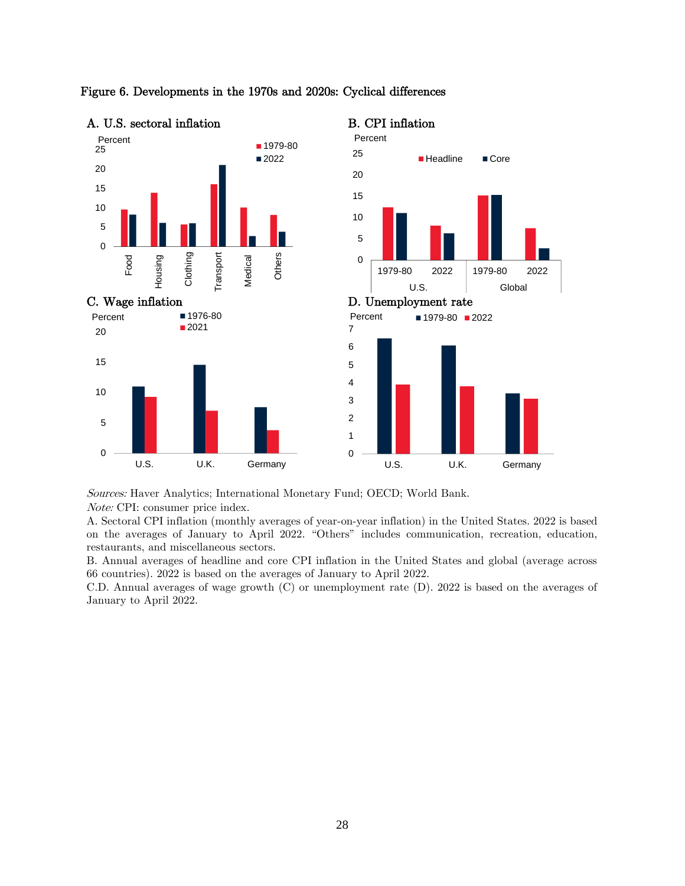Figure 6. Developments in the 1970s and 2020s: Cyclical differences

A. U.S. sectoral inflation

B. CPI inflation

C. Wage inflation

D. Unemployment rate

*Sources:* Haver Analytics; International Monetary Fund; OECD; World Bank.

*Note:* CPI: consumer price index.

A. Sectoral CPI inflation (monthly averages of year-on-year inflation) in the United States. 2022 is based on the averages of January to April 2022. "Others" includes communication, recreation, education, restaurants, and miscellaneous sectors.

B. Annual averages of headline and core CPI inflation in the United States and global (average across 66 countries). 2022 is based on the averages of January to April 2022.

C.D. Annual averages of wage growth (C) or unemployment rate (D). 2022 is based on the averages of January to April 2022.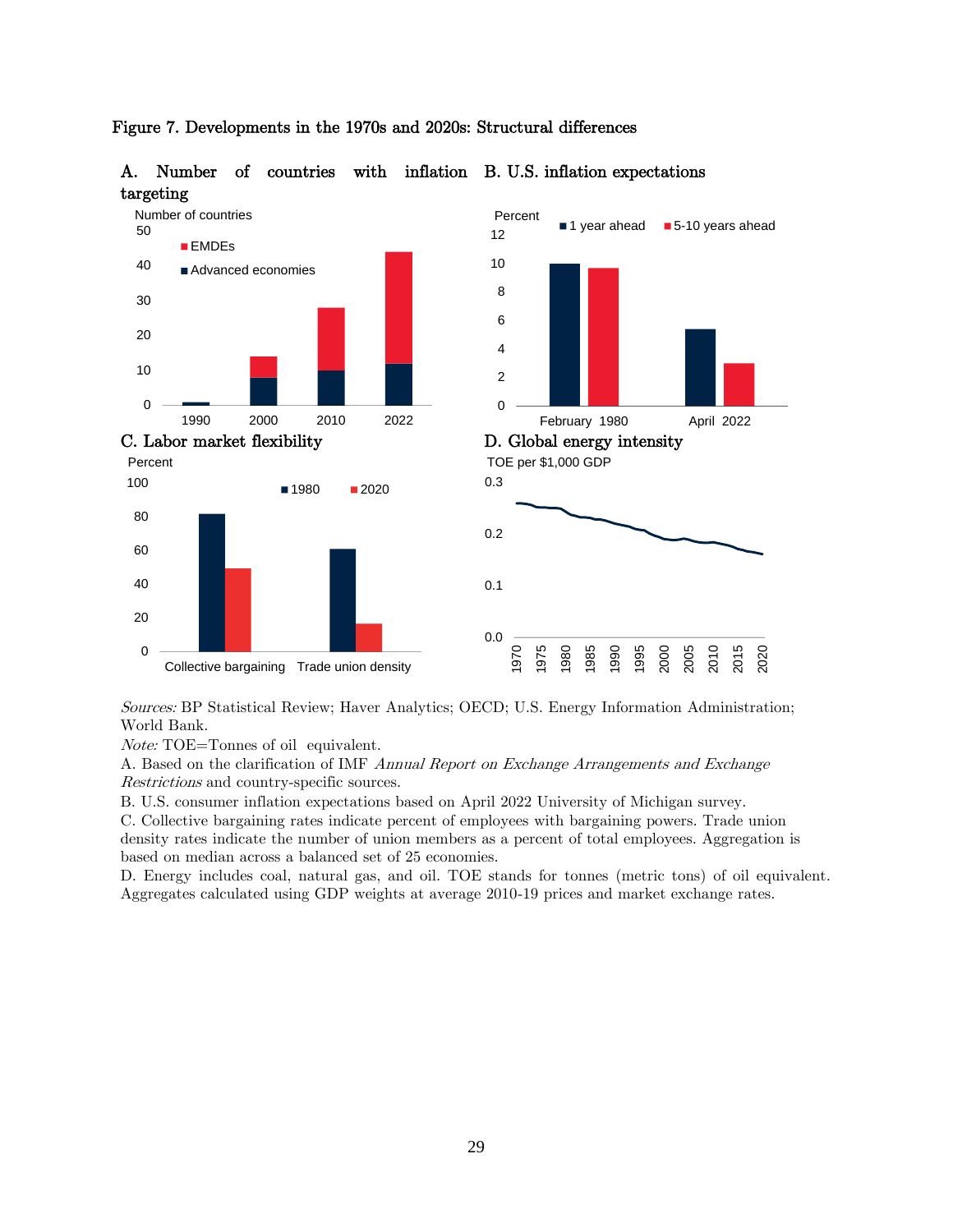Figure 7. Developments in the 1970s and 2020s: Structural differences

A. Number of countries with inflation targeting

B. U.S. inflation expectations

C. Labor market flexibility

D. Global energy intensity

*Sources:* BP Statistical Review; Haver Analytics; OECD; U.S. Energy Information Administration; World Bank.

*Note:* TOE=Tonnes of oil equivalent.

A. Based on the clarification of IMF *Annual Report on Exchange Arrangements and Exchange Restrictions* and country-specific sources.

B. U.S. consumer inflation expectations based on April 2022 University of Michigan survey.

C. Collective bargaining rates indicate percent of employees with bargaining powers. Trade union density rates indicate the number of union members as a percent of total employees. Aggregation is based on median across a balanced set of 25 economies.

D. Energy includes coal, natural gas, and oil. TOE stands for tonnes (metric tons) of oil equivalent. Aggregates calculated using GDP weights at average 2010-19 prices and market exchange rates.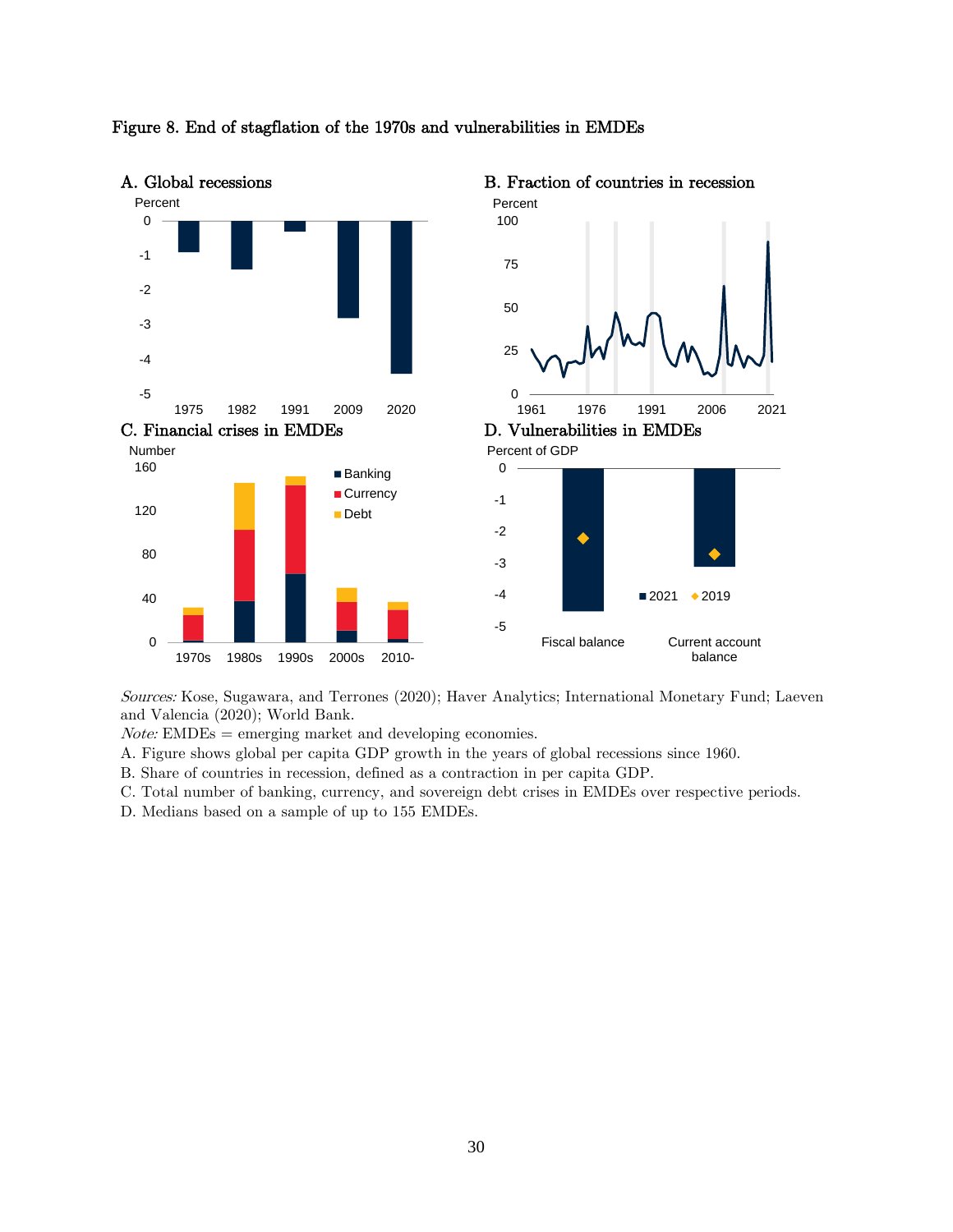Figure 8. End of stagflation of the 1970s and vulnerabilities in EMDEs

A. Global recessions

B. Fraction of countries in recession

C. Financial crises in EMDEs

D. Vulnerabilities in EMDEs

*Sources:* Kose, Sugawara, and Terrones (2020); Haver Analytics; International Monetary Fund; Laeven and Valencia (2020); World Bank.

*Note:* EMDEs = emerging market and developing economies.

A. Figure shows global per capita GDP growth in the years of global recessions since 1960.

B. Share of countries in recession, defined as a contraction in per capita GDP.

C. Total number of banking, currency, and sovereign debt crises in EMDEs over respective periods.

D. Medians based on a sample of up to 155 EMDEs.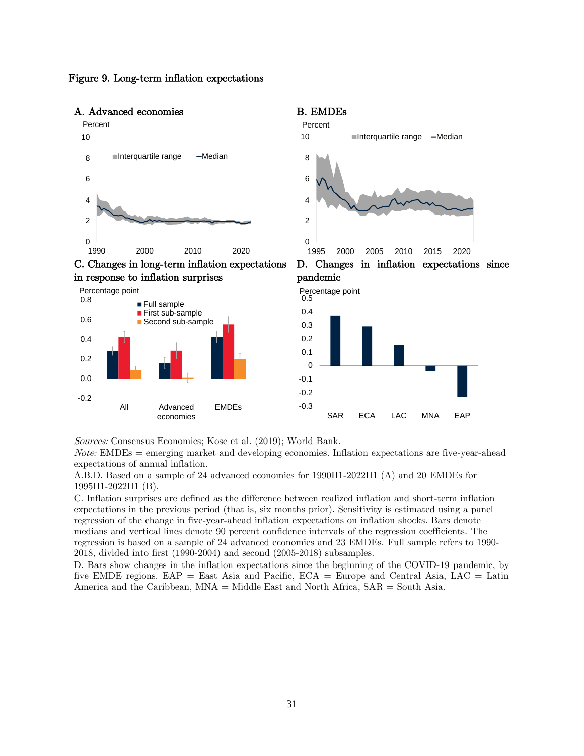Figure 9. Long-term inflation expectations

A. Advanced economies

B. EMDEs

C. Changes in long-term inflation expectations in response to inflation surprises

D. Changes in inflation expectations since pandemic

*Sources:* Consensus Economics; Kose et al. (2019); World Bank.

*Note:* EMDEs = emerging market and developing economies. Inflation expectations are five-year-ahead expectations of annual inflation.

A.B.D. Based on a sample of 24 advanced economies for 1990H1-2022H1 (A) and 20 EMDEs for 1995H1-2022H1 (B).

C. Inflation surprises are defined as the difference between realized inflation and short-term inflation expectations in the previous period (that is, six months prior). Sensitivity is estimated using a panel regression of the change in five-year-ahead inflation expectations on inflation shocks. Bars denote medians and vertical lines denote 90 percent confidence intervals of the regression coefficients. The regression is based on a sample of 24 advanced economies and 23 EMDEs. Full sample refers to 1990-2018, divided into first (1990-2004) and second (2005-2018) subsamples.

D. Bars show changes in the inflation expectations since the beginning of the COVID-19 pandemic, by five EMDE regions. EAP = East Asia and Pacific, ECA = Europe and Central Asia, LAC = Latin America and the Caribbean, MNA = Middle East and North Africa, SAR = South Asia.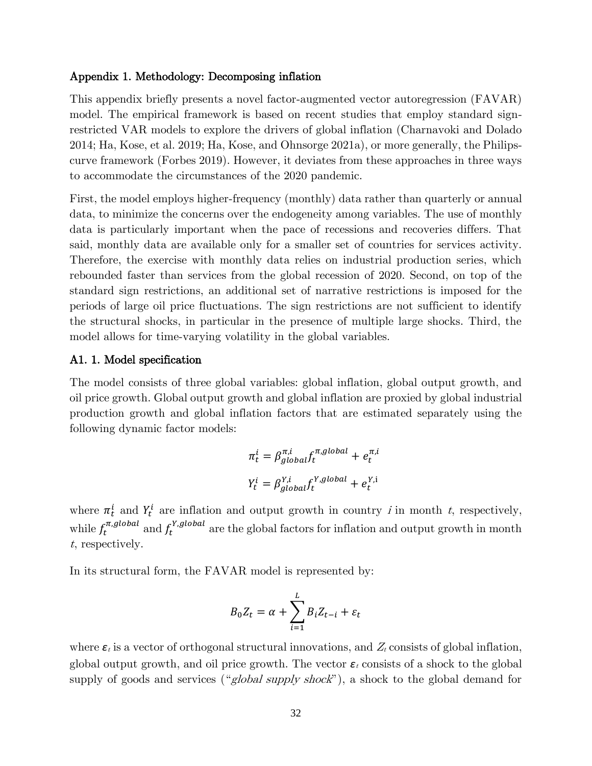## Appendix 1. Methodology: Decomposing inflation

This appendix briefly presents a novel factor-augmented vector autoregression (FAVAR) model. The empirical framework is based on recent studies that employ standard sign-restricted VAR models to explore the drivers of global inflation (Charnavoki and Dolado 2014; Ha, Kose, et al. 2019; Ha, Kose, and Ohnsorge 2021a), or more generally, the Philips-curve framework (Forbes 2019). However, it deviates from these approaches in three ways to accommodate the circumstances of the 2020 pandemic.

First, the model employs higher-frequency (monthly) data rather than quarterly or annual data, to minimize the concerns over the endogeneity among variables. The use of monthly data is particularly important when the pace of recessions and recoveries differs. That said, monthly data are available only for a smaller set of countries for services activity. Therefore, the exercise with monthly data relies on industrial production series, which rebounded faster than services from the global recession of 2020. Second, on top of the standard sign restrictions, an additional set of narrative restrictions is imposed for the periods of large oil price fluctuations. The sign restrictions are not sufficient to identify the structural shocks, in particular in the presence of multiple large shocks. Third, the model allows for time-varying volatility in the global variables.

### A1. 1. Model specification

The model consists of three global variables: global inflation, global output growth, and oil price growth. Global output growth and global inflation are proxied by global industrial production growth and global inflation factors that are estimated separately using the following dynamic factor models:

$$\pi_t^i = \beta_{global}^{\pi,i} f_t^{\pi,global} + e_t^{\pi,i}$$

$$Y_t^i = \beta_{global}^{Y,i} f_t^{Y,global} + e_t^{Y,i}$$

where $\pi_t^i$ and $Y_t^i$ are inflation and output growth in country *i* in month *t*, respectively, while $f_t^{\pi,global}$ and $f_t^{Y,global}$ are the global factors for inflation and output growth in month *t*, respectively.

In its structural form, the FAVAR model is represented by:

$$B_0 Z_t = \alpha + \sum_{i=1}^{L} B_i Z_{t-i} + \varepsilon_t$$

where $\varepsilon_t$ is a vector of orthogonal structural innovations, and $Z_t$ consists of global inflation, global output growth, and oil price growth. The vector $\varepsilon_t$ consists of a shock to the global supply of goods and services ("*global supply shock*"), a shock to the global demand for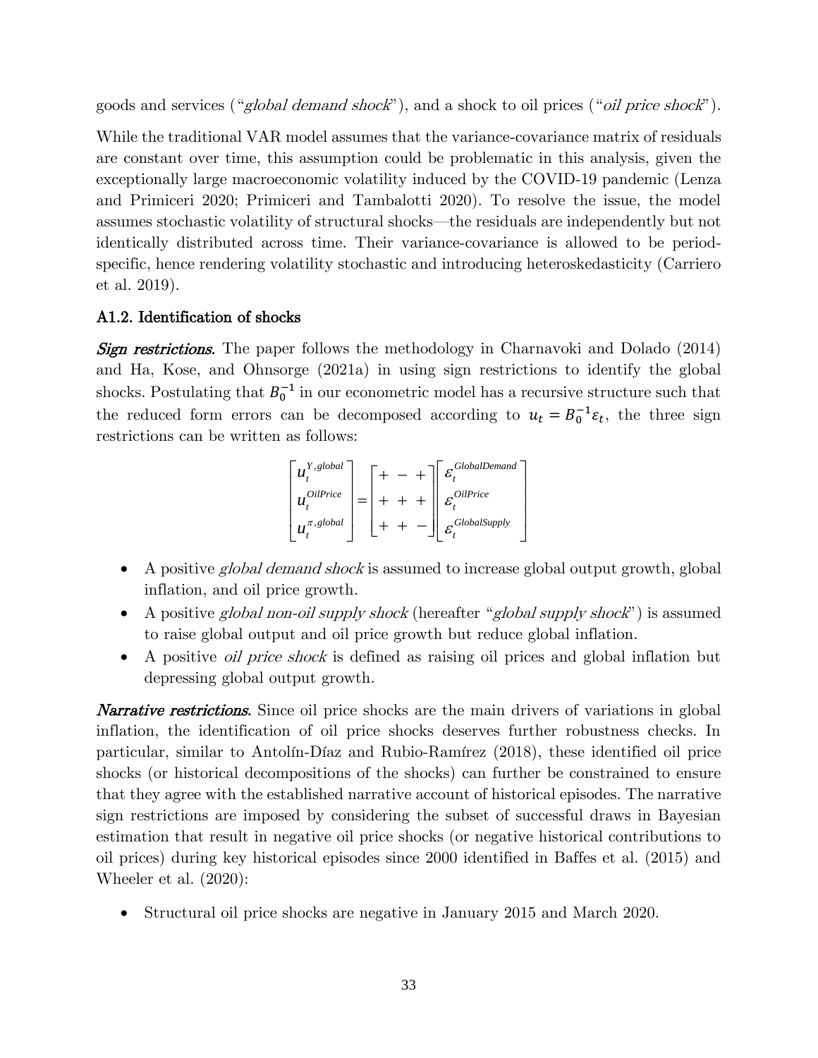goods and services ("*global demand shock*"), and a shock to oil prices ("*oil price shock*").

While the traditional VAR model assumes that the variance-covariance matrix of residuals are constant over time, this assumption could be problematic in this analysis, given the exceptionally large macroeconomic volatility induced by the COVID-19 pandemic (Lenza and Primiceri 2020; Primiceri and Tambalotti 2020). To resolve the issue, the model assumes stochastic volatility of structural shocks—the residuals are independently but not identically distributed across time. Their variance-covariance is allowed to be period-specific, hence rendering volatility stochastic and introducing heteroskedasticity (Carriero et al. 2019).

### A1.2. Identification of shocks

***Sign restrictions.*** The paper follows the methodology in Charnavoki and Dolado (2014) and Ha, Kose, and Ohnsorge (2021a) in using sign restrictions to identify the global shocks. Postulating that $B_0^{-1}$ in our econometric model has a recursive structure such that the reduced form errors can be decomposed according to $u_t = B_0^{-1}\varepsilon_t$, the three sign restrictions can be written as follows:

$$\begin{bmatrix} u_t^{Y,global} \\ u_t^{OilPrice} \\ u_t^{\pi,global} \end{bmatrix} = \begin{bmatrix} + & - & + \\ + & + & + \\ + & + & - \end{bmatrix} \begin{bmatrix} \varepsilon_t^{GlobalDemand} \\ \varepsilon_t^{OilPrice} \\ \varepsilon_t^{GlobalSupply} \end{bmatrix}$$

- A positive *global demand shock* is assumed to increase global output growth, global inflation, and oil price growth.
- A positive *global non-oil supply shock* (hereafter "*global supply shock*") is assumed to raise global output and oil price growth but reduce global inflation.
- A positive *oil price shock* is defined as raising oil prices and global inflation but depressing global output growth.

***Narrative restrictions.*** Since oil price shocks are the main drivers of variations in global inflation, the identification of oil price shocks deserves further robustness checks. In particular, similar to Antolín-Díaz and Rubio-Ramírez (2018), these identified oil price shocks (or historical decompositions of the shocks) can further be constrained to ensure that they agree with the established narrative account of historical episodes. The narrative sign restrictions are imposed by considering the subset of successful draws in Bayesian estimation that result in negative oil price shocks (or negative historical contributions to oil prices) during key historical episodes since 2000 identified in Baffes et al. (2015) and Wheeler et al. (2020):

- Structural oil price shocks are negative in January 2015 and March 2020.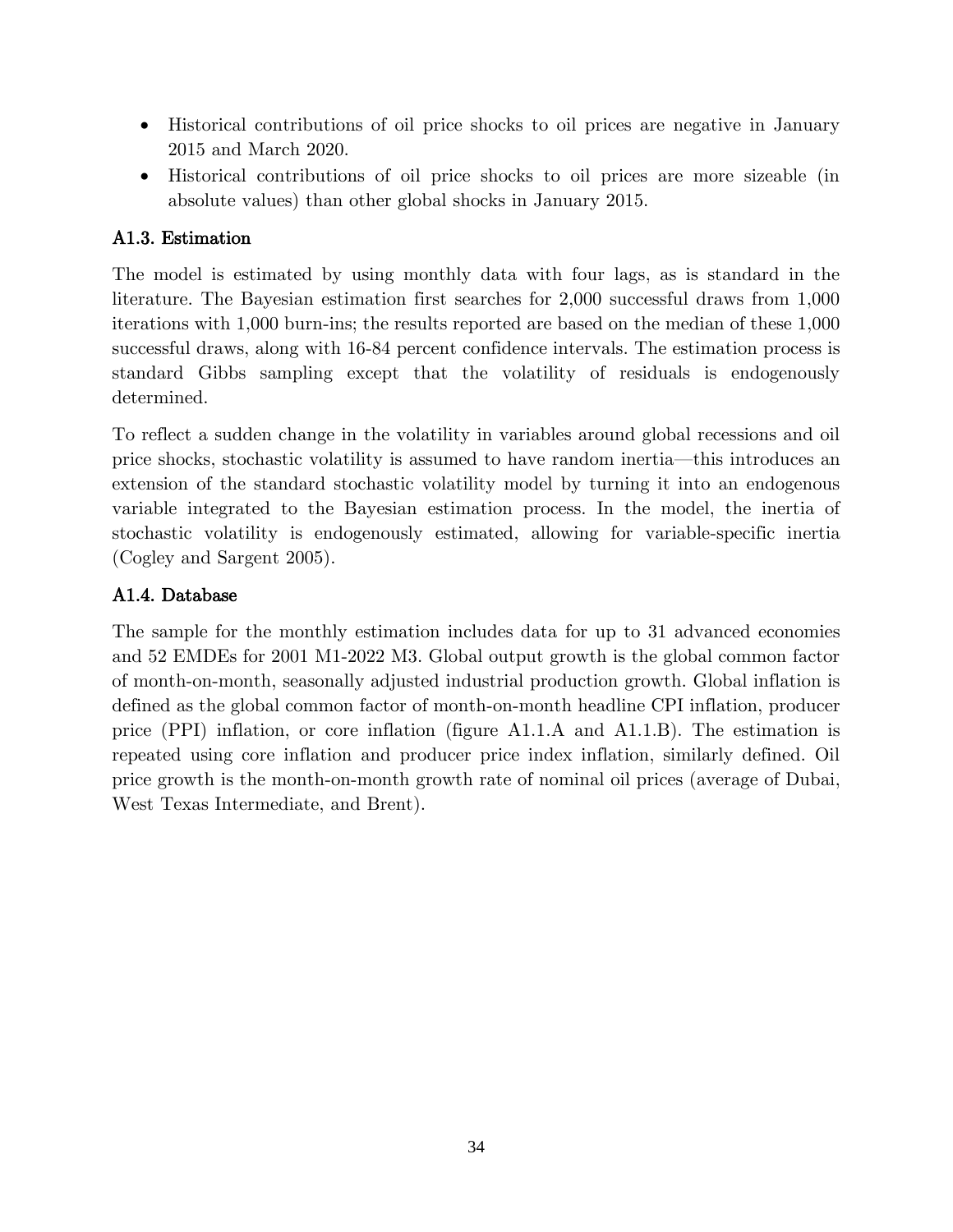- Historical contributions of oil price shocks to oil prices are negative in January 2015 and March 2020.
- Historical contributions of oil price shocks to oil prices are more sizeable (in absolute values) than other global shocks in January 2015.

### A1.3. Estimation

The model is estimated by using monthly data with four lags, as is standard in the literature. The Bayesian estimation first searches for 2,000 successful draws from 1,000 iterations with 1,000 burn-ins; the results reported are based on the median of these 1,000 successful draws, along with 16-84 percent confidence intervals. The estimation process is standard Gibbs sampling except that the volatility of residuals is endogenously determined.

To reflect a sudden change in the volatility in variables around global recessions and oil price shocks, stochastic volatility is assumed to have random inertia—this introduces an extension of the standard stochastic volatility model by turning it into an endogenous variable integrated to the Bayesian estimation process. In the model, the inertia of stochastic volatility is endogenously estimated, allowing for variable-specific inertia (Cogley and Sargent 2005).

### A1.4. Database

The sample for the monthly estimation includes data for up to 31 advanced economies and 52 EMDEs for 2001 M1-2022 M3. Global output growth is the global common factor of month-on-month, seasonally adjusted industrial production growth. Global inflation is defined as the global common factor of month-on-month headline CPI inflation, producer price (PPI) inflation, or core inflation (figure A1.1.A and A1.1.B). The estimation is repeated using core inflation and producer price index inflation, similarly defined. Oil price growth is the month-on-month growth rate of nominal oil prices (average of Dubai, West Texas Intermediate, and Brent).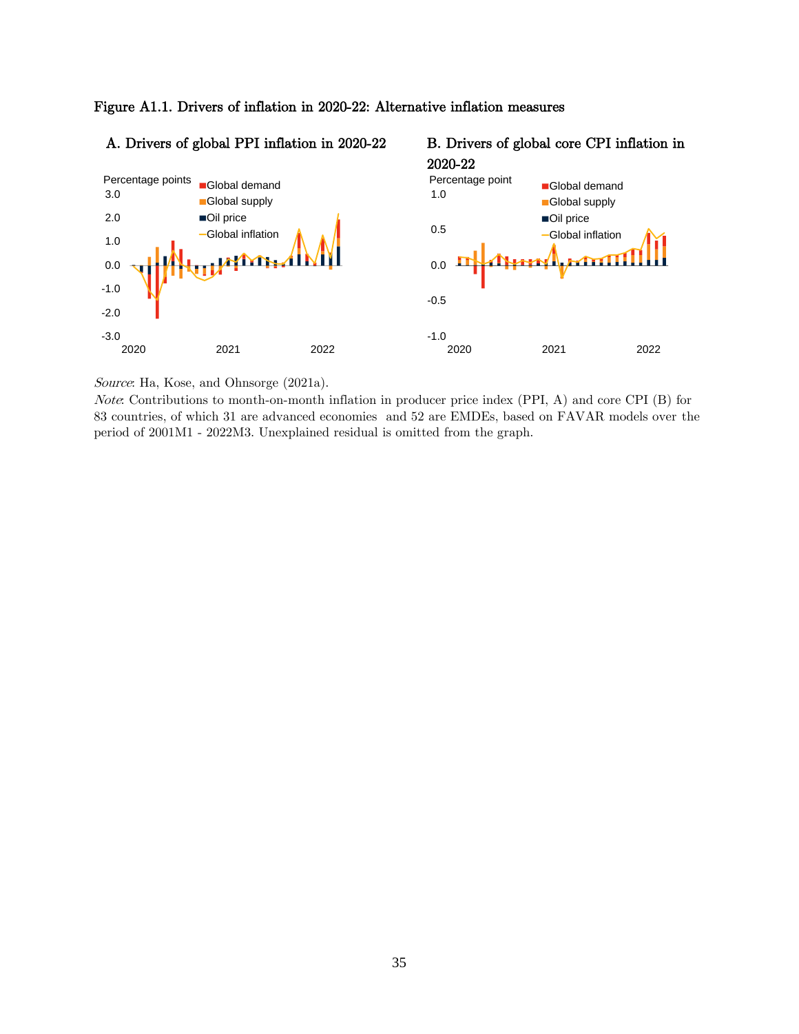**Figure A1.1. Drivers of inflation in 2020-22: Alternative inflation measures**

**A. Drivers of global PPI inflation in 2020-22**

**B. Drivers of global core CPI inflation in 2020-22**

*Source*: Ha, Kose, and Ohnsorge (2021a).
*Note*: Contributions to month-on-month inflation in producer price index (PPI, A) and core CPI (B) for 83 countries, of which 31 are advanced economies and 52 are EMDEs, based on FAVAR models over the period of 2001M1 - 2022M3. Unexplained residual is omitted from the graph.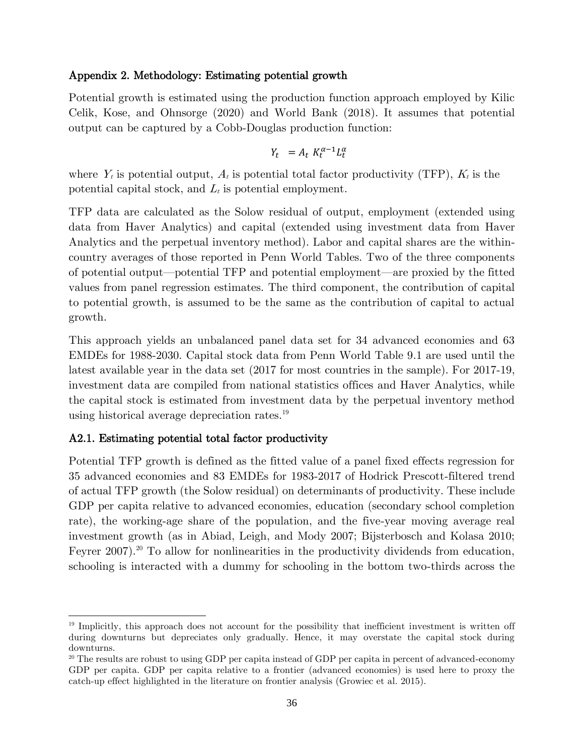### Appendix 2. Methodology: Estimating potential growth

Potential growth is estimated using the production function approach employed by Kilic Celik, Kose, and Ohnsorge (2020) and World Bank (2018). It assumes that potential output can be captured by a Cobb-Douglas production function:

$$Y_t \; = A_t \; K_t^{\alpha-1} L_t^{\alpha}$$

where $Y_t$ is potential output, $A_t$ is potential total factor productivity (TFP), $K_t$ is the potential capital stock, and $L_t$ is potential employment.

TFP data are calculated as the Solow residual of output, employment (extended using data from Haver Analytics) and capital (extended using investment data from Haver Analytics and the perpetual inventory method). Labor and capital shares are the within-country averages of those reported in Penn World Tables. Two of the three components of potential output—potential TFP and potential employment—are proxied by the fitted values from panel regression estimates. The third component, the contribution of capital to potential growth, is assumed to be the same as the contribution of capital to actual growth.

This approach yields an unbalanced panel data set for 34 advanced economies and 63 EMDEs for 1988-2030. Capital stock data from Penn World Table 9.1 are used until the latest available year in the data set (2017 for most countries in the sample). For 2017-19, investment data are compiled from national statistics offices and Haver Analytics, while the capital stock is estimated from investment data by the perpetual inventory method using historical average depreciation rates.[19]

#### A2.1. Estimating potential total factor productivity

Potential TFP growth is defined as the fitted value of a panel fixed effects regression for 35 advanced economies and 83 EMDEs for 1983-2017 of Hodrick Prescott-filtered trend of actual TFP growth (the Solow residual) on determinants of productivity. These include GDP per capita relative to advanced economies, education (secondary school completion rate), the working-age share of the population, and the five-year moving average real investment growth (as in Abiad, Leigh, and Mody 2007; Bijsterbosch and Kolasa 2010; Feyrer 2007).[20] To allow for nonlinearities in the productivity dividends from education, schooling is interacted with a dummy for schooling in the bottom two-thirds across the

---

[19] Implicitly, this approach does not account for the possibility that inefficient investment is written off during downturns but depreciates only gradually. Hence, it may overstate the capital stock during downturns.

[20] The results are robust to using GDP per capita instead of GDP per capita in percent of advanced-economy GDP per capita. GDP per capita relative to a frontier (advanced economies) is used here to proxy the catch-up effect highlighted in the literature on frontier analysis (Growiec et al. 2015).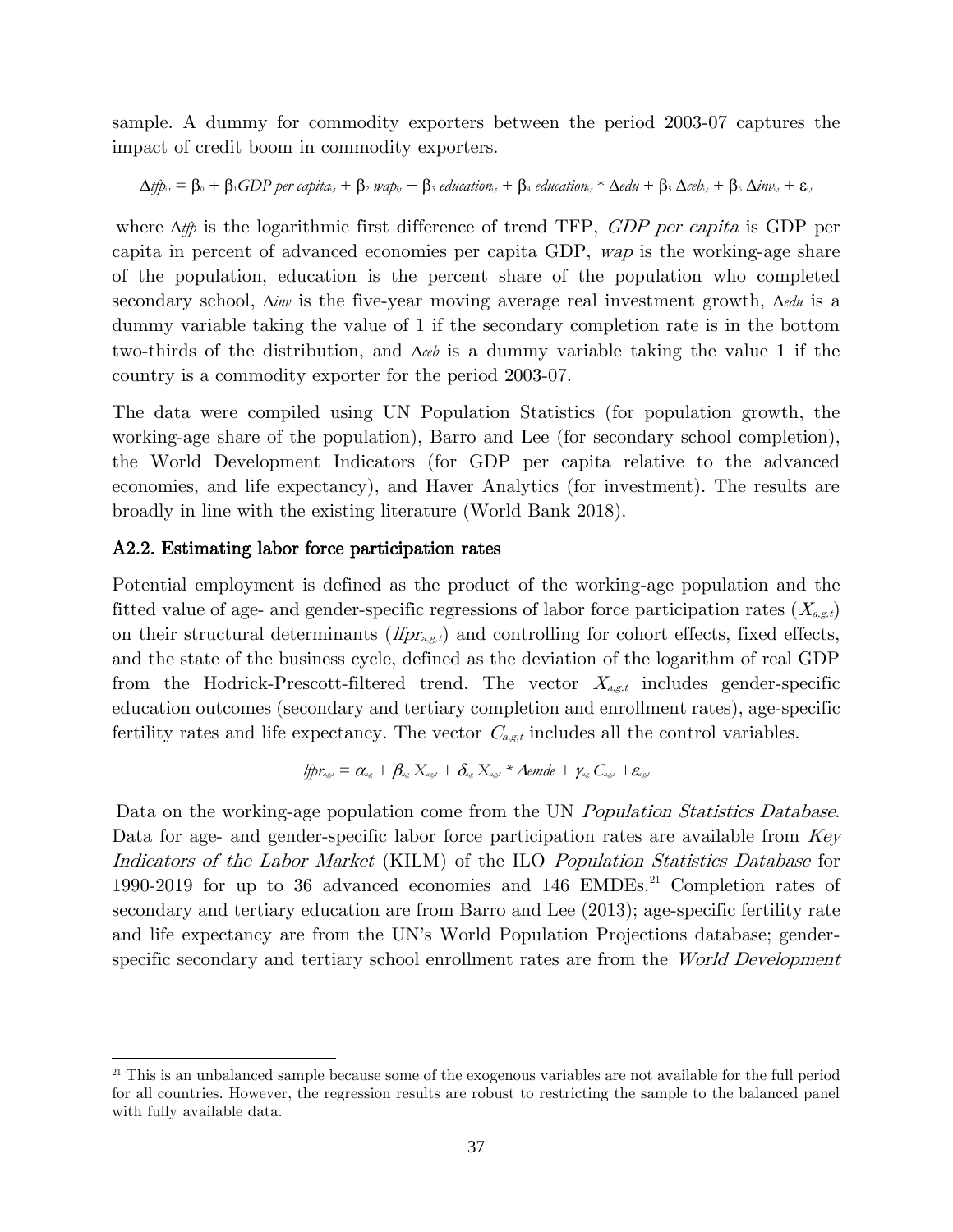sample. A dummy for commodity exporters between the period 2003-07 captures the impact of credit boom in commodity exporters.

$$\Delta tfp_{i,t} = \beta_0 + \beta_1 GDP\ per\ capita_{i,t} + \beta_2\ wap_{i,t} + \beta_3\ education_{i,t} + \beta_4\ education_{i,t} * \Delta edu + \beta_5\ \Delta ceb_{i,t} + \beta_6\ \Delta inv_{i,t} + \varepsilon_{i,t}$$

where $\Delta tfp$ is the logarithmic first difference of trend TFP, *GDP per capita* is GDP per capita in percent of advanced economies per capita GDP, *wap* is the working-age share of the population, education is the percent share of the population who completed secondary school, $\Delta inv$ is the five-year moving average real investment growth, $\Delta edu$ is a dummy variable taking the value of 1 if the secondary completion rate is in the bottom two-thirds of the distribution, and $\Delta ceb$ is a dummy variable taking the value 1 if the country is a commodity exporter for the period 2003-07.

The data were compiled using UN Population Statistics (for population growth, the working-age share of the population), Barro and Lee (for secondary school completion), the World Development Indicators (for GDP per capita relative to the advanced economies, and life expectancy), and Haver Analytics (for investment). The results are broadly in line with the existing literature (World Bank 2018).

### A2.2. Estimating labor force participation rates

Potential employment is defined as the product of the working-age population and the fitted value of age- and gender-specific regressions of labor force participation rates ($X_{a,g,t}$) on their structural determinants ($lfpr_{a,g,t}$) and controlling for cohort effects, fixed effects, and the state of the business cycle, defined as the deviation of the logarithm of real GDP from the Hodrick-Prescott-filtered trend. The vector $X_{a,g,t}$ includes gender-specific education outcomes (secondary and tertiary completion and enrollment rates), age-specific fertility rates and life expectancy. The vector $C_{a,g,t}$ includes all the control variables.

$$lfpr_{a,g,t} = \alpha_{a,g} + \beta_{a,g}\ X_{a,g,t} + \delta_{a,g}\ X_{a,g,t} * \Delta emde + \gamma_{a,g}\ C_{a,g,t} + \varepsilon_{a,g,t}$$

Data on the working-age population come from the UN *Population Statistics Database*. Data for age- and gender-specific labor force participation rates are available from *Key Indicators of the Labor Market* (KILM) of the ILO *Population Statistics Database* for 1990-2019 for up to 36 advanced economies and 146 EMDEs.[21] Completion rates of secondary and tertiary education are from Barro and Lee (2013); age-specific fertility rate and life expectancy are from the UN's World Population Projections database; gender-specific secondary and tertiary school enrollment rates are from the *World Development*

[21] This is an unbalanced sample because some of the exogenous variables are not available for the full period for all countries. However, the regression results are robust to restricting the sample to the balanced panel with fully available data.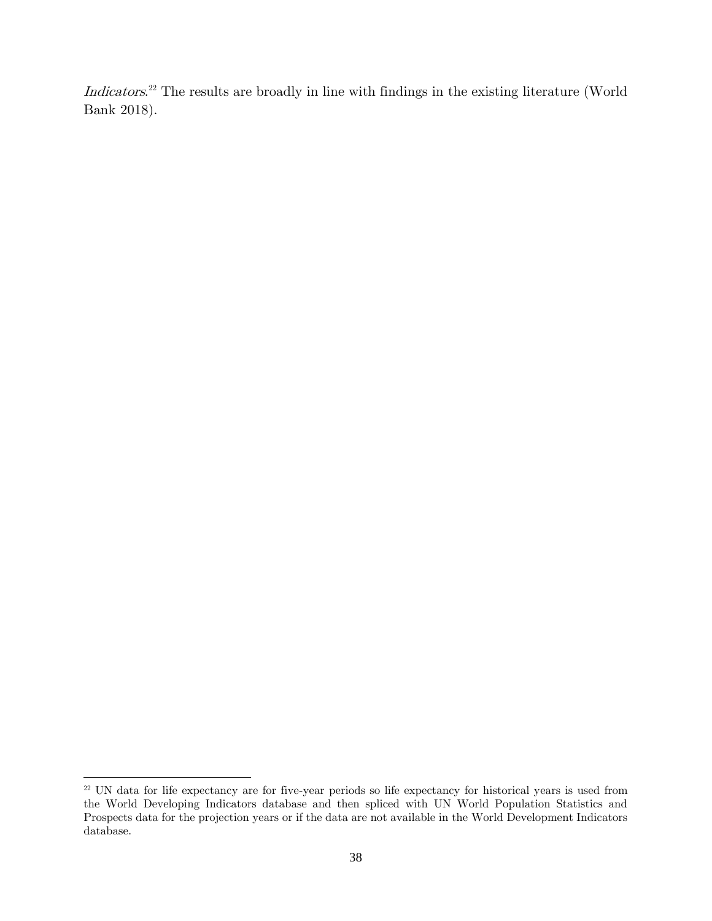*Indicators*.[22] The results are broadly in line with findings in the existing literature (World Bank 2018).

[22] UN data for life expectancy are for five-year periods so life expectancy for historical years is used from the World Developing Indicators database and then spliced with UN World Population Statistics and Prospects data for the projection years or if the data are not available in the World Development Indicators database.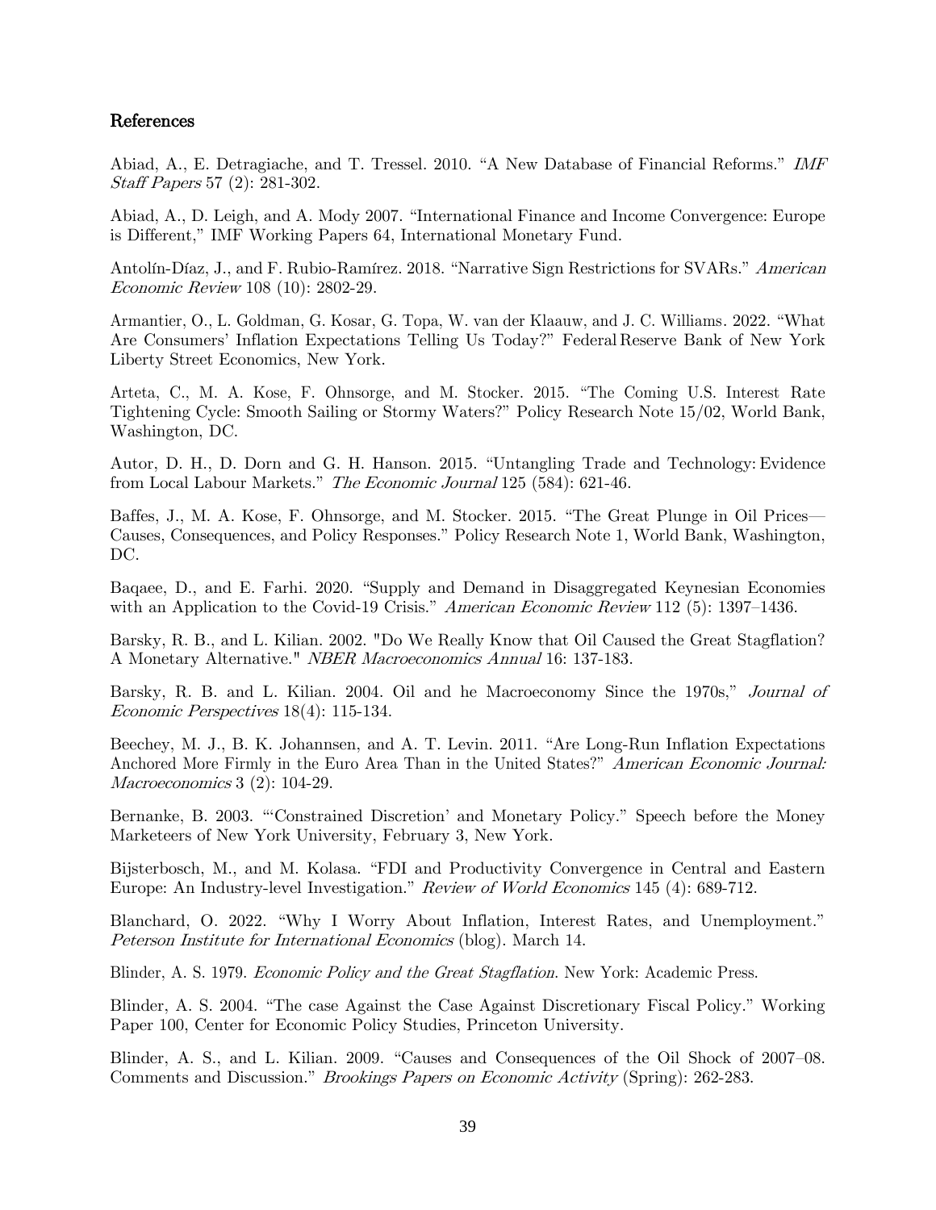## References

Abiad, A., E. Detragiache, and T. Tressel. 2010. "A New Database of Financial Reforms." *IMF Staff Papers* 57 (2): 281-302.

Abiad, A., D. Leigh, and A. Mody 2007. "International Finance and Income Convergence: Europe is Different," IMF Working Papers 64, International Monetary Fund.

Antolín-Díaz, J., and F. Rubio-Ramírez. 2018. "Narrative Sign Restrictions for SVARs." *American Economic Review* 108 (10): 2802-29.

Armantier, O., L. Goldman, G. Kosar, G. Topa, W. van der Klaauw, and J. C. Williams. 2022. "What Are Consumers' Inflation Expectations Telling Us Today?" Federal Reserve Bank of New York Liberty Street Economics, New York.

Arteta, C., M. A. Kose, F. Ohnsorge, and M. Stocker. 2015. "The Coming U.S. Interest Rate Tightening Cycle: Smooth Sailing or Stormy Waters?" Policy Research Note 15/02, World Bank, Washington, DC.

Autor, D. H., D. Dorn and G. H. Hanson. 2015. "Untangling Trade and Technology: Evidence from Local Labour Markets." *The Economic Journal* 125 (584): 621-46.

Baffes, J., M. A. Kose, F. Ohnsorge, and M. Stocker. 2015. "The Great Plunge in Oil Prices—Causes, Consequences, and Policy Responses." Policy Research Note 1, World Bank, Washington, DC.

Baqaee, D., and E. Farhi. 2020. "Supply and Demand in Disaggregated Keynesian Economies with an Application to the Covid-19 Crisis." *American Economic Review* 112 (5): 1397–1436.

Barsky, R. B., and L. Kilian. 2002. "Do We Really Know that Oil Caused the Great Stagflation? A Monetary Alternative." *NBER Macroeconomics Annual* 16: 137-183.

Barsky, R. B. and L. Kilian. 2004. Oil and he Macroeconomy Since the 1970s," *Journal of Economic Perspectives* 18(4): 115-134.

Beechey, M. J., B. K. Johannsen, and A. T. Levin. 2011. "Are Long-Run Inflation Expectations Anchored More Firmly in the Euro Area Than in the United States?" *American Economic Journal: Macroeconomics* 3 (2): 104-29.

Bernanke, B. 2003. "'Constrained Discretion' and Monetary Policy." Speech before the Money Marketeers of New York University, February 3, New York.

Bijsterbosch, M., and M. Kolasa. "FDI and Productivity Convergence in Central and Eastern Europe: An Industry-level Investigation." *Review of World Economics* 145 (4): 689-712.

Blanchard, O. 2022. "Why I Worry About Inflation, Interest Rates, and Unemployment." *Peterson Institute for International Economics* (blog). March 14.

Blinder, A. S. 1979. *Economic Policy and the Great Stagflation*. New York: Academic Press.

Blinder, A. S. 2004. "The case Against the Case Against Discretionary Fiscal Policy." Working Paper 100, Center for Economic Policy Studies, Princeton University.

Blinder, A. S., and L. Kilian. 2009. "Causes and Consequences of the Oil Shock of 2007–08. Comments and Discussion." *Brookings Papers on Economic Activity* (Spring): 262-283.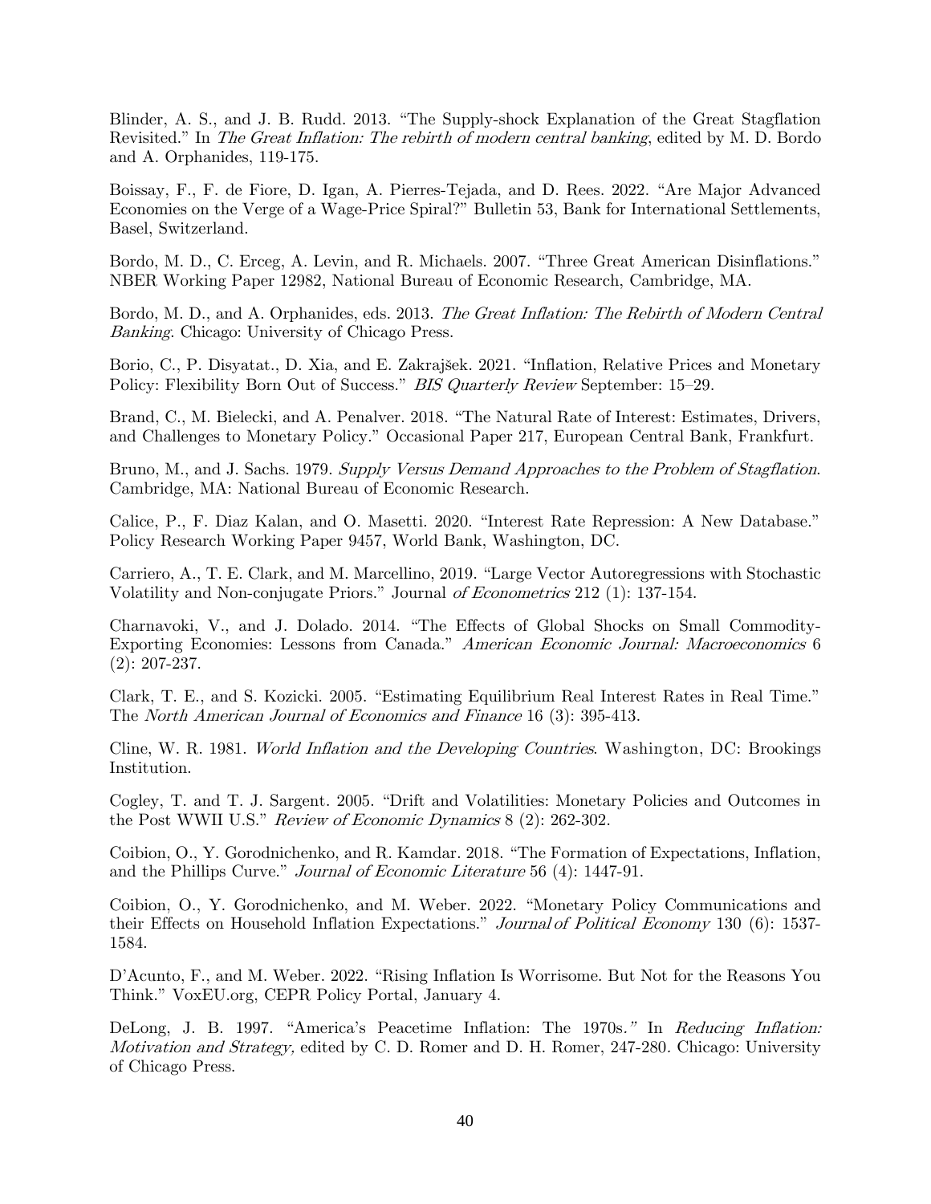Blinder, A. S., and J. B. Rudd. 2013. "The Supply-shock Explanation of the Great Stagflation Revisited." In *The Great Inflation: The rebirth of modern central banking*, edited by M. D. Bordo and A. Orphanides, 119-175.

Boissay, F., F. de Fiore, D. Igan, A. Pierres-Tejada, and D. Rees. 2022. "Are Major Advanced Economies on the Verge of a Wage-Price Spiral?" Bulletin 53, Bank for International Settlements, Basel, Switzerland.

Bordo, M. D., C. Erceg, A. Levin, and R. Michaels. 2007. "Three Great American Disinflations." NBER Working Paper 12982, National Bureau of Economic Research, Cambridge, MA.

Bordo, M. D., and A. Orphanides, eds. 2013. *The Great Inflation: The Rebirth of Modern Central Banking*. Chicago: University of Chicago Press.

Borio, C., P. Disyatat., D. Xia, and E. Zakrajšek. 2021. "Inflation, Relative Prices and Monetary Policy: Flexibility Born Out of Success." *BIS Quarterly Review* September: 15–29.

Brand, C., M. Bielecki, and A. Penalver. 2018. "The Natural Rate of Interest: Estimates, Drivers, and Challenges to Monetary Policy." Occasional Paper 217, European Central Bank, Frankfurt.

Bruno, M., and J. Sachs. 1979. *Supply Versus Demand Approaches to the Problem of Stagflation*. Cambridge, MA: National Bureau of Economic Research.

Calice, P., F. Diaz Kalan, and O. Masetti. 2020. "Interest Rate Repression: A New Database." Policy Research Working Paper 9457, World Bank, Washington, DC.

Carriero, A., T. E. Clark, and M. Marcellino, 2019. "Large Vector Autoregressions with Stochastic Volatility and Non-conjugate Priors." Journal *of Econometrics* 212 (1): 137-154.

Charnavoki, V., and J. Dolado. 2014. "The Effects of Global Shocks on Small Commodity-Exporting Economies: Lessons from Canada." *American Economic Journal: Macroeconomics* 6 (2): 207-237.

Clark, T. E., and S. Kozicki. 2005. "Estimating Equilibrium Real Interest Rates in Real Time." The *North American Journal of Economics and Finance* 16 (3): 395-413.

Cline, W. R. 1981. *World Inflation and the Developing Countries*. Washington, DC: Brookings Institution.

Cogley, T. and T. J. Sargent. 2005. "Drift and Volatilities: Monetary Policies and Outcomes in the Post WWII U.S." *Review of Economic Dynamics* 8 (2): 262-302.

Coibion, O., Y. Gorodnichenko, and R. Kamdar. 2018. "The Formation of Expectations, Inflation, and the Phillips Curve." *Journal of Economic Literature* 56 (4): 1447-91.

Coibion, O., Y. Gorodnichenko, and M. Weber. 2022. "Monetary Policy Communications and their Effects on Household Inflation Expectations." *Journal of Political Economy* 130 (6): 1537-1584.

D'Acunto, F., and M. Weber. 2022. "Rising Inflation Is Worrisome. But Not for the Reasons You Think." VoxEU.org, CEPR Policy Portal, January 4.

DeLong, J. B. 1997. "America's Peacetime Inflation: The 1970s." In *Reducing Inflation: Motivation and Strategy,* edited by C. D. Romer and D. H. Romer, 247-280. Chicago: University of Chicago Press.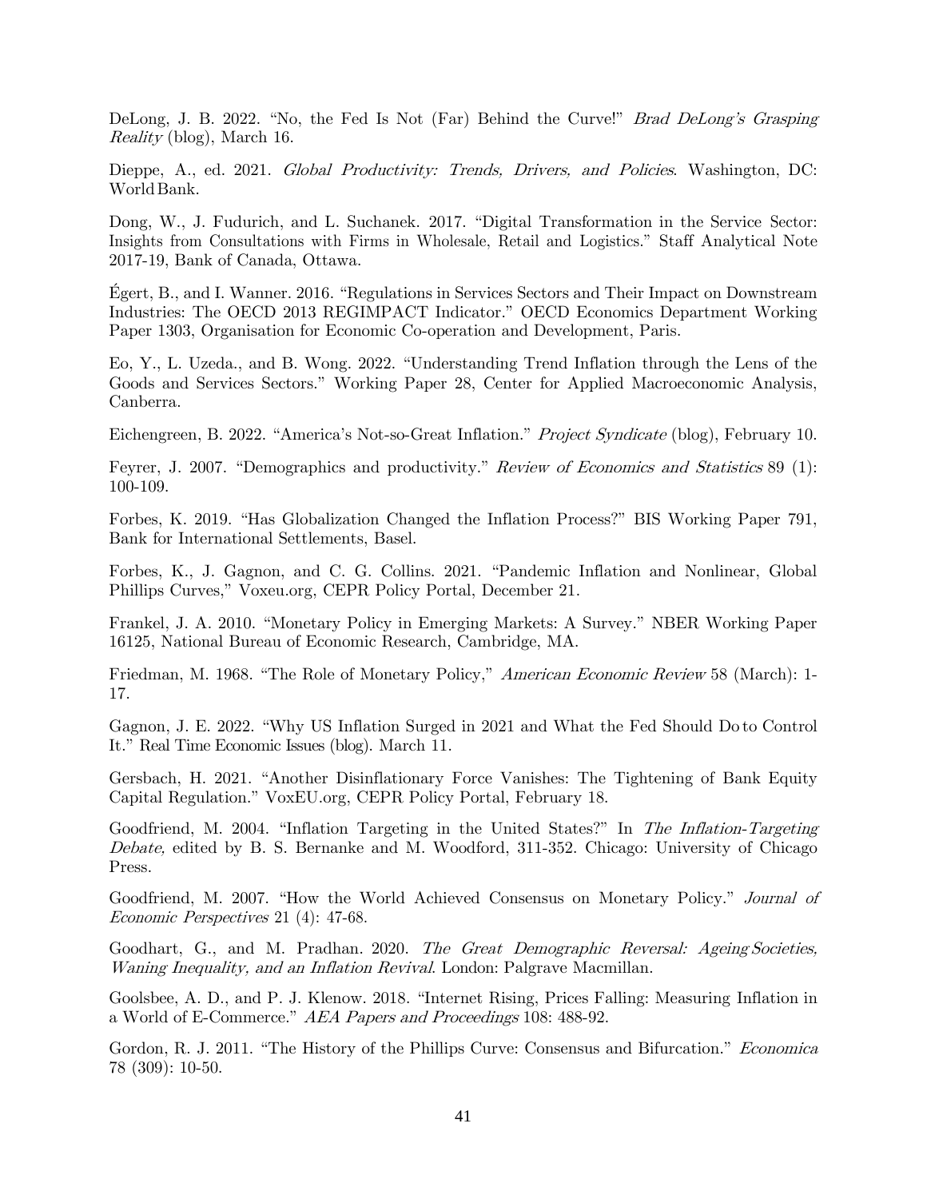DeLong, J. B. 2022. "No, the Fed Is Not (Far) Behind the Curve!" *Brad DeLong's Grasping Reality* (blog), March 16.

Dieppe, A., ed. 2021. *Global Productivity: Trends, Drivers, and Policies*. Washington, DC: World Bank.

Dong, W., J. Fudurich, and L. Suchanek. 2017. "Digital Transformation in the Service Sector: Insights from Consultations with Firms in Wholesale, Retail and Logistics." Staff Analytical Note 2017-19, Bank of Canada, Ottawa.

Égert, B., and I. Wanner. 2016. "Regulations in Services Sectors and Their Impact on Downstream Industries: The OECD 2013 REGIMPACT Indicator." OECD Economics Department Working Paper 1303, Organisation for Economic Co-operation and Development, Paris.

Eo, Y., L. Uzeda., and B. Wong. 2022. "Understanding Trend Inflation through the Lens of the Goods and Services Sectors." Working Paper 28, Center for Applied Macroeconomic Analysis, Canberra.

Eichengreen, B. 2022. "America's Not-so-Great Inflation." *Project Syndicate* (blog), February 10.

Feyrer, J. 2007. "Demographics and productivity." *Review of Economics and Statistics* 89 (1): 100-109.

Forbes, K. 2019. "Has Globalization Changed the Inflation Process?" BIS Working Paper 791, Bank for International Settlements, Basel.

Forbes, K., J. Gagnon, and C. G. Collins. 2021. "Pandemic Inflation and Nonlinear, Global Phillips Curves," Voxeu.org, CEPR Policy Portal, December 21.

Frankel, J. A. 2010. "Monetary Policy in Emerging Markets: A Survey." NBER Working Paper 16125, National Bureau of Economic Research, Cambridge, MA.

Friedman, M. 1968. "The Role of Monetary Policy," *American Economic Review* 58 (March): 1-17.

Gagnon, J. E. 2022. "Why US Inflation Surged in 2021 and What the Fed Should Do to Control It." Real Time Economic Issues (blog). March 11.

Gersbach, H. 2021. "Another Disinflationary Force Vanishes: The Tightening of Bank Equity Capital Regulation." VoxEU.org, CEPR Policy Portal, February 18.

Goodfriend, M. 2004. "Inflation Targeting in the United States?" In *The Inflation-Targeting Debate,* edited by B. S. Bernanke and M. Woodford, 311-352. Chicago: University of Chicago Press.

Goodfriend, M. 2007. "How the World Achieved Consensus on Monetary Policy." *Journal of Economic Perspectives* 21 (4): 47-68.

Goodhart, G., and M. Pradhan. 2020. *The Great Demographic Reversal: Ageing Societies, Waning Inequality, and an Inflation Revival*. London: Palgrave Macmillan.

Goolsbee, A. D., and P. J. Klenow. 2018. "Internet Rising, Prices Falling: Measuring Inflation in a World of E-Commerce." *AEA Papers and Proceedings* 108: 488-92.

Gordon, R. J. 2011. "The History of the Phillips Curve: Consensus and Bifurcation." *Economica* 78 (309): 10-50.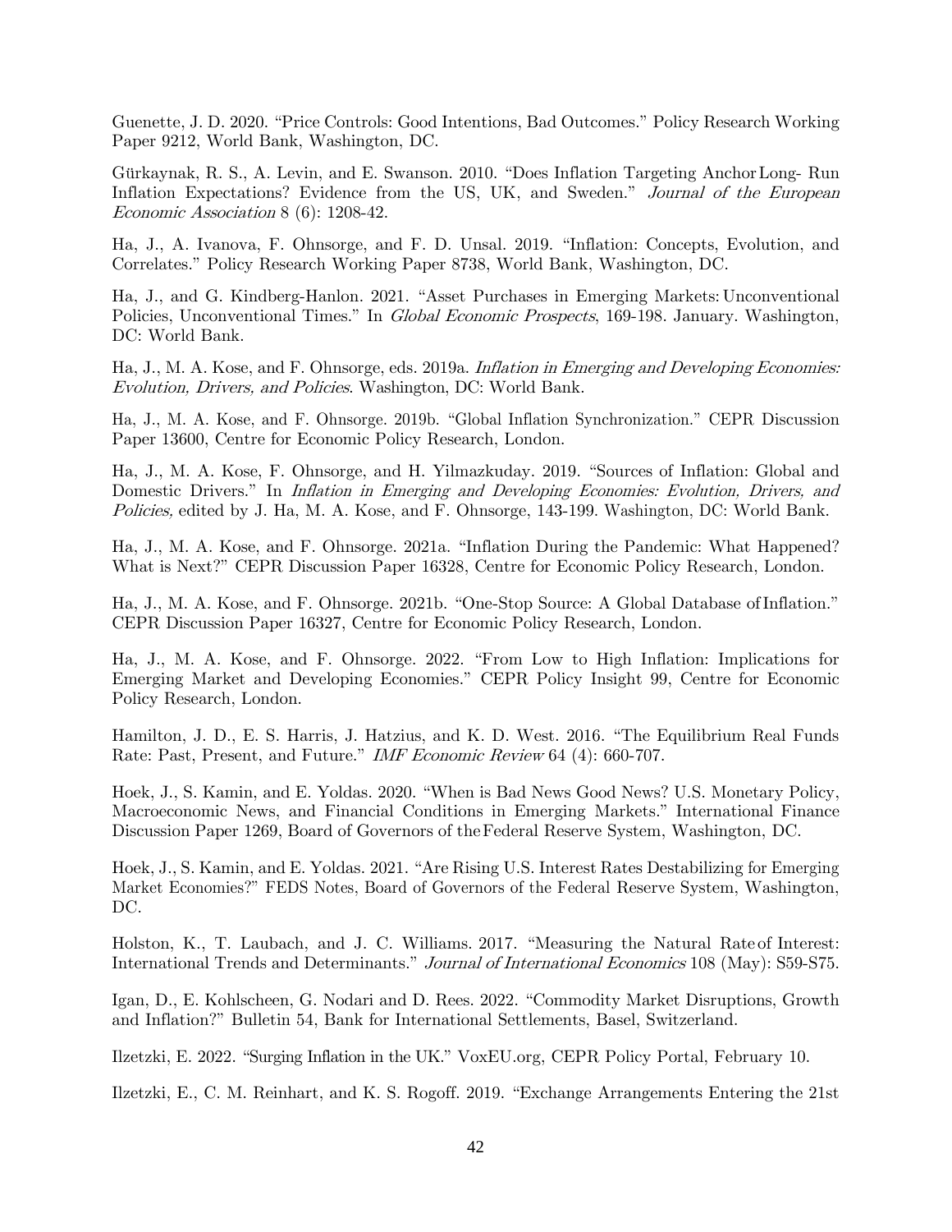Guenette, J. D. 2020. "Price Controls: Good Intentions, Bad Outcomes." Policy Research Working Paper 9212, World Bank, Washington, DC.

Gürkaynak, R. S., A. Levin, and E. Swanson. 2010. "Does Inflation Targeting Anchor Long- Run Inflation Expectations? Evidence from the US, UK, and Sweden." *Journal of the European Economic Association* 8 (6): 1208-42.

Ha, J., A. Ivanova, F. Ohnsorge, and F. D. Unsal. 2019. "Inflation: Concepts, Evolution, and Correlates." Policy Research Working Paper 8738, World Bank, Washington, DC.

Ha, J., and G. Kindberg-Hanlon. 2021. "Asset Purchases in Emerging Markets: Unconventional Policies, Unconventional Times." In *Global Economic Prospects*, 169-198. January. Washington, DC: World Bank.

Ha, J., M. A. Kose, and F. Ohnsorge, eds. 2019a. *Inflation in Emerging and Developing Economies: Evolution, Drivers, and Policies*. Washington, DC: World Bank.

Ha, J., M. A. Kose, and F. Ohnsorge. 2019b. "Global Inflation Synchronization." CEPR Discussion Paper 13600, Centre for Economic Policy Research, London.

Ha, J., M. A. Kose, F. Ohnsorge, and H. Yilmazkuday. 2019. "Sources of Inflation: Global and Domestic Drivers." In *Inflation in Emerging and Developing Economies: Evolution, Drivers, and Policies,* edited by J. Ha, M. A. Kose, and F. Ohnsorge, 143-199. Washington, DC: World Bank.

Ha, J., M. A. Kose, and F. Ohnsorge. 2021a. "Inflation During the Pandemic: What Happened? What is Next?" CEPR Discussion Paper 16328, Centre for Economic Policy Research, London.

Ha, J., M. A. Kose, and F. Ohnsorge. 2021b. "One-Stop Source: A Global Database of Inflation." CEPR Discussion Paper 16327, Centre for Economic Policy Research, London.

Ha, J., M. A. Kose, and F. Ohnsorge. 2022. "From Low to High Inflation: Implications for Emerging Market and Developing Economies." CEPR Policy Insight 99, Centre for Economic Policy Research, London.

Hamilton, J. D., E. S. Harris, J. Hatzius, and K. D. West. 2016. "The Equilibrium Real Funds Rate: Past, Present, and Future." *IMF Economic Review* 64 (4): 660-707.

Hoek, J., S. Kamin, and E. Yoldas. 2020. "When is Bad News Good News? U.S. Monetary Policy, Macroeconomic News, and Financial Conditions in Emerging Markets." International Finance Discussion Paper 1269, Board of Governors of the Federal Reserve System, Washington, DC.

Hoek, J., S. Kamin, and E. Yoldas. 2021. "Are Rising U.S. Interest Rates Destabilizing for Emerging Market Economies?" FEDS Notes, Board of Governors of the Federal Reserve System, Washington, DC.

Holston, K., T. Laubach, and J. C. Williams. 2017. "Measuring the Natural Rate of Interest: International Trends and Determinants." *Journal of International Economics* 108 (May): S59-S75.

Igan, D., E. Kohlscheen, G. Nodari and D. Rees. 2022. "Commodity Market Disruptions, Growth and Inflation?" Bulletin 54, Bank for International Settlements, Basel, Switzerland.

Ilzetzki, E. 2022. "Surging Inflation in the UK." VoxEU.org, CEPR Policy Portal, February 10.

Ilzetzki, E., C. M. Reinhart, and K. S. Rogoff. 2019. "Exchange Arrangements Entering the 21st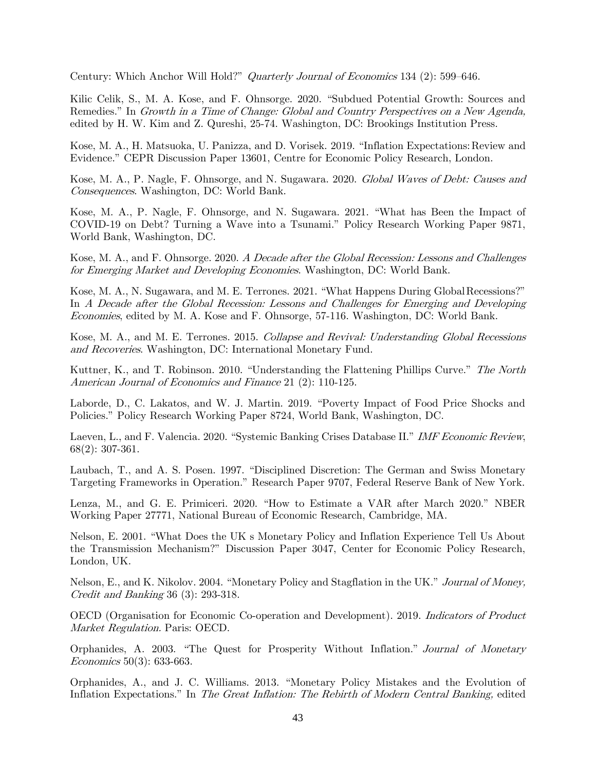Century: Which Anchor Will Hold?" *Quarterly Journal of Economics* 134 (2): 599–646.

Kilic Celik, S., M. A. Kose, and F. Ohnsorge. 2020. "Subdued Potential Growth: Sources and Remedies." In *Growth in a Time of Change: Global and Country Perspectives on a New Agenda,* edited by H. W. Kim and Z. Qureshi, 25-74. Washington, DC: Brookings Institution Press.

Kose, M. A., H. Matsuoka, U. Panizza, and D. Vorisek. 2019. "Inflation Expectations: Review and Evidence." CEPR Discussion Paper 13601, Centre for Economic Policy Research, London.

Kose, M. A., P. Nagle, F. Ohnsorge, and N. Sugawara. 2020. *Global Waves of Debt: Causes and Consequences*. Washington, DC: World Bank.

Kose, M. A., P. Nagle, F. Ohnsorge, and N. Sugawara. 2021. "What has Been the Impact of COVID-19 on Debt? Turning a Wave into a Tsunami." Policy Research Working Paper 9871, World Bank, Washington, DC.

Kose, M. A., and F. Ohnsorge. 2020. *A Decade after the Global Recession: Lessons and Challenges for Emerging Market and Developing Economies*. Washington, DC: World Bank.

Kose, M. A., N. Sugawara, and M. E. Terrones. 2021. "What Happens During Global Recessions?" In *A Decade after the Global Recession: Lessons and Challenges for Emerging and Developing Economies*, edited by M. A. Kose and F. Ohnsorge, 57-116. Washington, DC: World Bank.

Kose, M. A., and M. E. Terrones. 2015. *Collapse and Revival: Understanding Global Recessions and Recoveries*. Washington, DC: International Monetary Fund.

Kuttner, K., and T. Robinson. 2010. "Understanding the Flattening Phillips Curve." *The North American Journal of Economics and Finance* 21 (2): 110-125.

Laborde, D., C. Lakatos, and W. J. Martin. 2019. "Poverty Impact of Food Price Shocks and Policies." Policy Research Working Paper 8724, World Bank, Washington, DC.

Laeven, L., and F. Valencia. 2020. "Systemic Banking Crises Database II." *IMF Economic Review*, 68(2): 307-361.

Laubach, T., and A. S. Posen. 1997. "Disciplined Discretion: The German and Swiss Monetary Targeting Frameworks in Operation." Research Paper 9707, Federal Reserve Bank of New York.

Lenza, M., and G. E. Primiceri. 2020. "How to Estimate a VAR after March 2020." NBER Working Paper 27771, National Bureau of Economic Research, Cambridge, MA.

Nelson, E. 2001. "What Does the UK s Monetary Policy and Inflation Experience Tell Us About the Transmission Mechanism?" Discussion Paper 3047, Center for Economic Policy Research, London, UK.

Nelson, E., and K. Nikolov. 2004. "Monetary Policy and Stagflation in the UK." *Journal of Money, Credit and Banking* 36 (3): 293-318.

OECD (Organisation for Economic Co-operation and Development). 2019. *Indicators of Product Market Regulation.* Paris: OECD.

Orphanides, A. 2003. "The Quest for Prosperity Without Inflation." *Journal of Monetary Economics* 50(3): 633-663.

Orphanides, A., and J. C. Williams. 2013. "Monetary Policy Mistakes and the Evolution of Inflation Expectations." In *The Great Inflation: The Rebirth of Modern Central Banking,* edited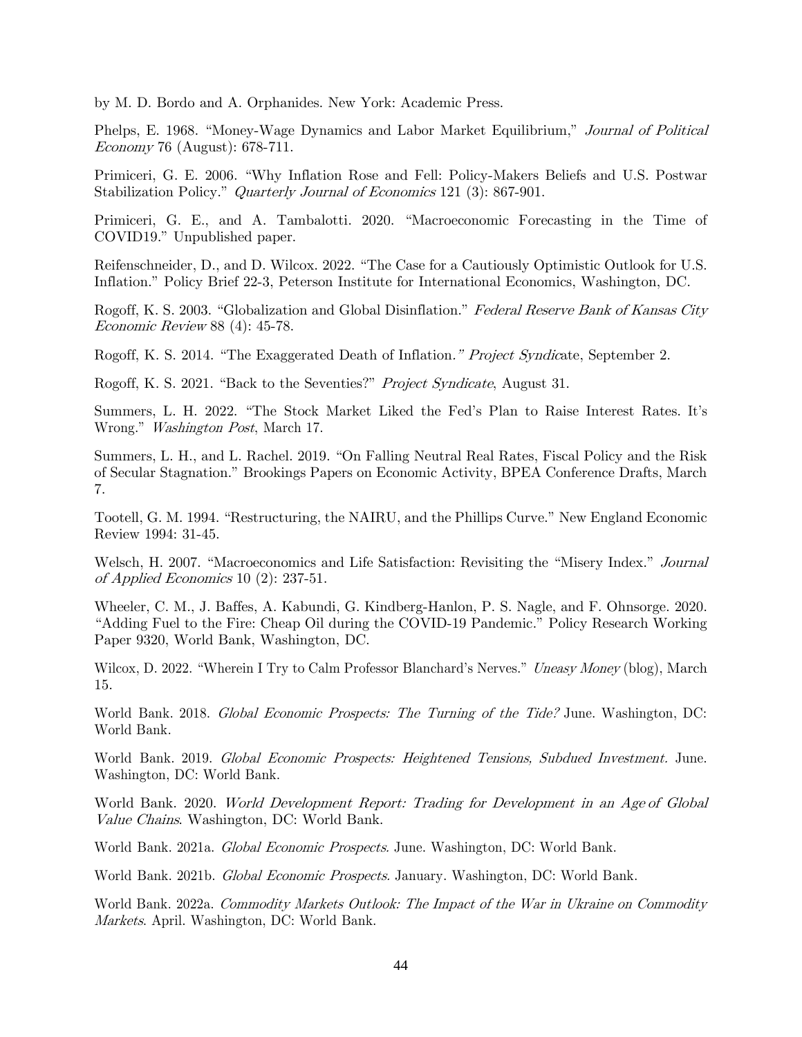by M. D. Bordo and A. Orphanides. New York: Academic Press.

Phelps, E. 1968. "Money-Wage Dynamics and Labor Market Equilibrium," *Journal of Political Economy* 76 (August): 678-711.

Primiceri, G. E. 2006. "Why Inflation Rose and Fell: Policy-Makers Beliefs and U.S. Postwar Stabilization Policy." *Quarterly Journal of Economics* 121 (3): 867-901.

Primiceri, G. E., and A. Tambalotti. 2020. "Macroeconomic Forecasting in the Time of COVID19." Unpublished paper.

Reifenschneider, D., and D. Wilcox. 2022. "The Case for a Cautiously Optimistic Outlook for U.S. Inflation." Policy Brief 22-3, Peterson Institute for International Economics, Washington, DC.

Rogoff, K. S. 2003. "Globalization and Global Disinflation." *Federal Reserve Bank of Kansas City Economic Review* 88 (4): 45-78.

Rogoff, K. S. 2014. "The Exaggerated Death of Inflation." *Project Syndicate*, September 2.

Rogoff, K. S. 2021. "Back to the Seventies?" *Project Syndicate*, August 31.

Summers, L. H. 2022. "The Stock Market Liked the Fed's Plan to Raise Interest Rates. It's Wrong." *Washington Post*, March 17.

Summers, L. H., and L. Rachel. 2019. "On Falling Neutral Real Rates, Fiscal Policy and the Risk of Secular Stagnation." Brookings Papers on Economic Activity, BPEA Conference Drafts, March 7.

Tootell, G. M. 1994. "Restructuring, the NAIRU, and the Phillips Curve." New England Economic Review 1994: 31-45.

Welsch, H. 2007. "Macroeconomics and Life Satisfaction: Revisiting the "Misery Index." *Journal of Applied Economics* 10 (2): 237-51.

Wheeler, C. M., J. Baffes, A. Kabundi, G. Kindberg-Hanlon, P. S. Nagle, and F. Ohnsorge. 2020. "Adding Fuel to the Fire: Cheap Oil during the COVID-19 Pandemic." Policy Research Working Paper 9320, World Bank, Washington, DC.

Wilcox, D. 2022. "Wherein I Try to Calm Professor Blanchard's Nerves." *Uneasy Money* (blog), March 15.

World Bank. 2018. *Global Economic Prospects: The Turning of the Tide?* June. Washington, DC: World Bank.

World Bank. 2019. *Global Economic Prospects: Heightened Tensions, Subdued Investment.* June. Washington, DC: World Bank.

World Bank. 2020. *World Development Report: Trading for Development in an Age of Global Value Chains*. Washington, DC: World Bank.

World Bank. 2021a. *Global Economic Prospects.* June. Washington, DC: World Bank.

World Bank. 2021b. *Global Economic Prospects.* January. Washington, DC: World Bank.

World Bank. 2022a. *Commodity Markets Outlook: The Impact of the War in Ukraine on Commodity Markets*. April. Washington, DC: World Bank.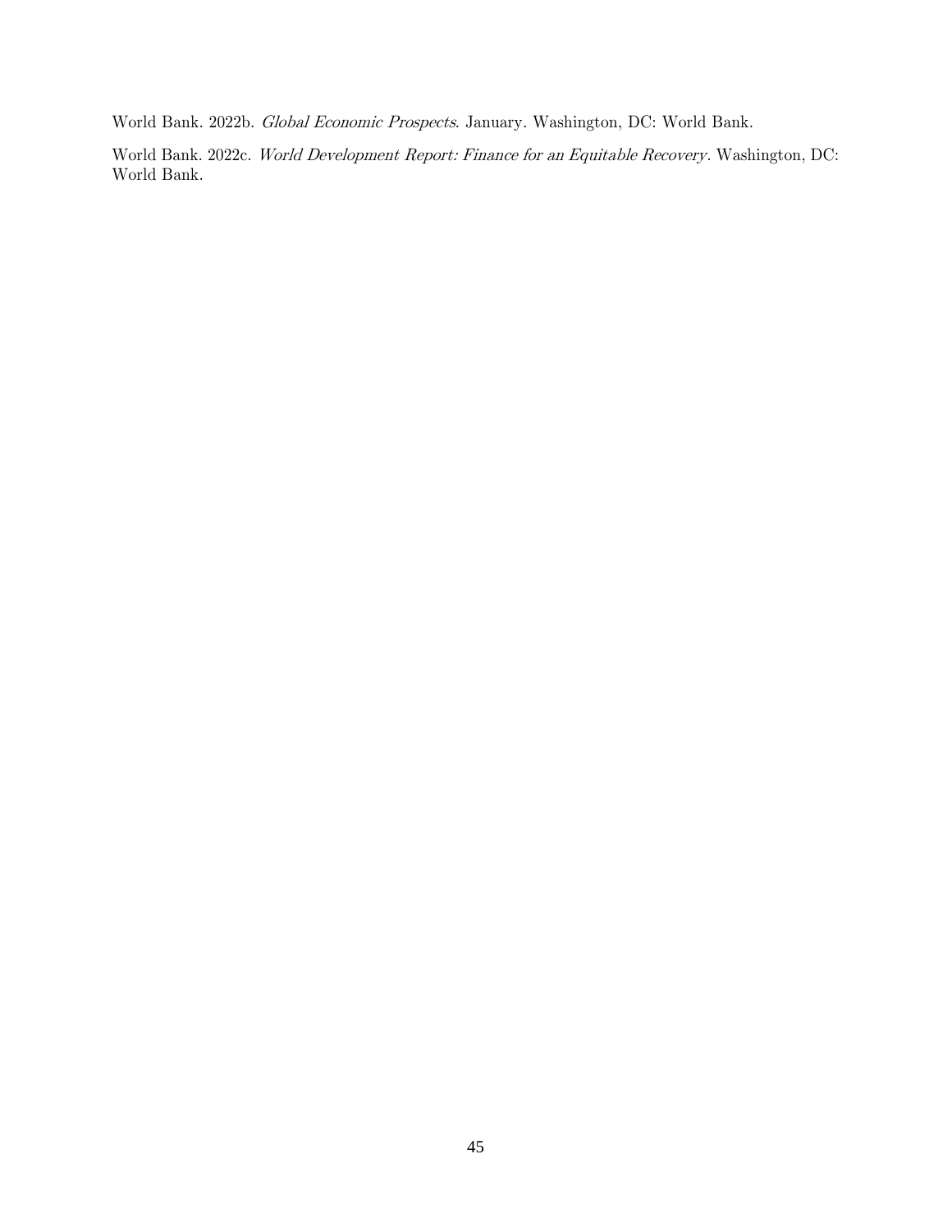World Bank. 2022b. *Global Economic Prospects*. January. Washington, DC: World Bank.

World Bank. 2022c. *World Development Report: Finance for an Equitable Recovery*. Washington, DC: World Bank.